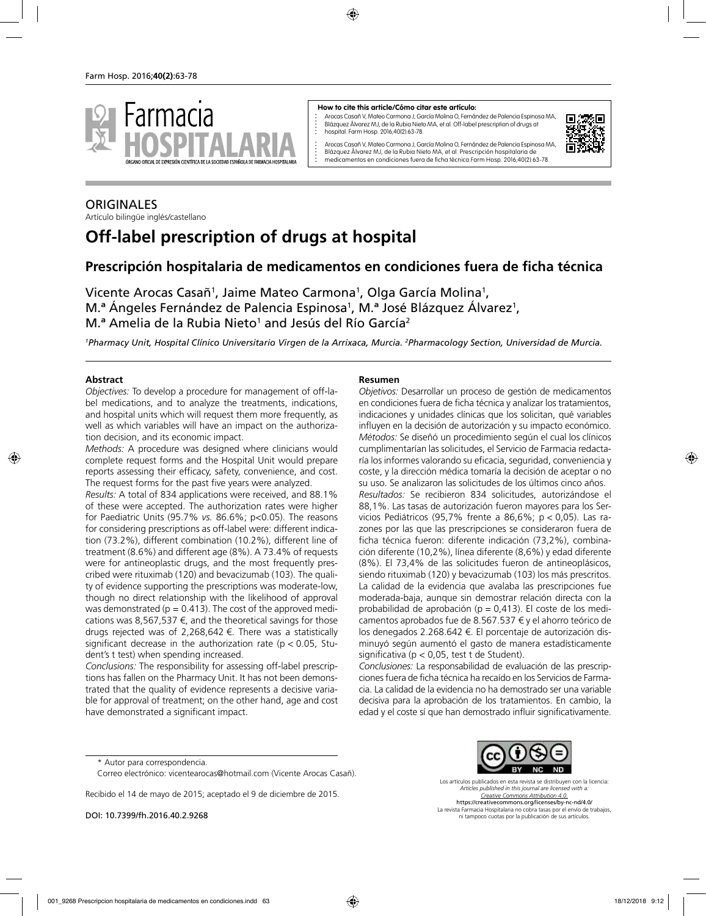**How to cite this article/Cómo citar este artículo:**

Arocas Casañ V, Mateo Carmona J, García Molina O, Fernández de Palencia Espinosa MA, Blázquez Álvarez MJ, de la Rubia Nieto MA, et al. Off-label prescription of drugs at hospital. Farm Hosp. 2016;40(2):63-78.

Arocas Casañ V, Mateo Carmona J, García Molina O, Fernández de Palencia Espinosa MA, Blázquez Álvarez MJ, de la Rubia Nieto MA, et al. Prescripción hospitalaria de medicamentos en condiciones fuera de ficha técnica.Farm Hosp. 2016;40(2):63-78.

ORIGINALES

Artículo bilingüe inglés/castellano

# Off-label prescription of drugs at hospital

## Prescripción hospitalaria de medicamentos en condiciones fuera de ficha técnica

Vicente Arocas Casañ[1], Jaime Mateo Carmona[1], Olga García Molina[1], M.ª Ángeles Fernández de Palencia Espinosa[1], M.ª José Blázquez Álvarez[1], M.ª Amelia de la Rubia Nieto[1] and Jesús del Río García[2]

*[1]Pharmacy Unit, Hospital Clínico Universitario Virgen de la Arrixaca, Murcia. [2]Pharmacology Section, Universidad de Murcia.*

### Abstract

*Objectives:* To develop a procedure for management of off-label medications, and to analyze the treatments, indications, and hospital units which will request them more frequently, as well as which variables will have an impact on the authorization decision, and its economic impact.

*Methods:* A procedure was designed where clinicians would complete request forms and the Hospital Unit would prepare reports assessing their efficacy, safety, convenience, and cost. The request forms for the past five years were analyzed.

*Results:* A total of 834 applications were received, and 88.1% of these were accepted. The authorization rates were higher for Paediatric Units (95.7% *vs.* 86.6%; p<0.05). The reasons for considering prescriptions as off-label were: different indication (73.2%), different combination (10.2%), different line of treatment (8.6%) and different age (8%). A 73.4% of requests were for antineoplastic drugs, and the most frequently prescribed were rituximab (120) and bevacizumab (103). The quality of evidence supporting the prescriptions was moderate-low, though no direct relationship with the likelihood of approval was demonstrated (p = 0.413). The cost of the approved medications was 8,567,537 €, and the theoretical savings for those drugs rejected was of 2,268,642 €. There was a statistically significant decrease in the authorization rate (p < 0.05, Student's t test) when spending increased.

*Conclusions:* The responsibility for assessing off-label prescriptions has fallen on the Pharmacy Unit. It has not been demonstrated that the quality of evidence represents a decisive variable for approval of treatment; on the other hand, age and cost have demonstrated a significant impact.

### Resumen

*Objetivos:* Desarrollar un proceso de gestión de medicamentos en condiciones fuera de ficha técnica y analizar los tratamientos, indicaciones y unidades clínicas que los solicitan, qué variables influyen en la decisión de autorización y su impacto económico.

*Métodos:* Se diseñó un procedimiento según el cual los clínicos cumplimentarían las solicitudes, el Servicio de Farmacia redactaría los informes valorando su eficacia, seguridad, conveniencia y coste, y la dirección médica tomaría la decisión de aceptar o no su uso. Se analizaron las solicitudes de los últimos cinco años.

*Resultados:* Se recibieron 834 solicitudes, autorizándose el 88,1%. Las tasas de autorización fueron mayores para los Servicios Pediátricos (95,7% frente a 86,6%; p < 0,05). Las razones por las que las prescripciones se consideraron fuera de ficha técnica fueron: diferente indicación (73,2%), combinación diferente (10,2%), línea diferente (8,6%) y edad diferente (8%). El 73,4% de las solicitudes fueron de antineoplásicos, siendo rituximab (120) y bevacizumab (103) los más prescritos. La calidad de la evidencia que avalaba las prescripciones fue moderada-baja, aunque sin demostrar relación directa con la probabilidad de aprobación (p = 0,413). El coste de los medicamentos aprobados fue de 8.567.537 € y el ahorro teórico de los denegados 2.268.642 €. El porcentaje de autorización disminuyó según aumentó el gasto de manera estadísticamente significativa (p < 0,05, test t de Student).

*Conclusiones:* La responsabilidad de evaluación de las prescripciones fuera de ficha técnica ha recaído en los Servicios de Farmacia. La calidad de la evidencia no ha demostrado ser una variable decisiva para la aprobación de los tratamientos. En cambio, la edad y el coste sí que han demostrado influir significativamente.

\* Autor para correspondencia.

Correo electrónico: vicentearocas@hotmail.com (Vicente Arocas Casañ).

Recibido el 14 de mayo de 2015; aceptado el 9 de diciembre de 2015.

DOI: 10.7399/fh.2016.40.2.9268

Los artículos publicados en esta revista se distribuyen con la licencia: *Articles published in this journal are licensed with a: Creative Commons Attribution 4.0.* https://creativecommons.org/licenses/by-nc-nd/4.0/ La revista Farmacia Hospitalaria no cobra tasas por el envío de trabajos, ni tampoco cuotas por la publicación de sus artículos.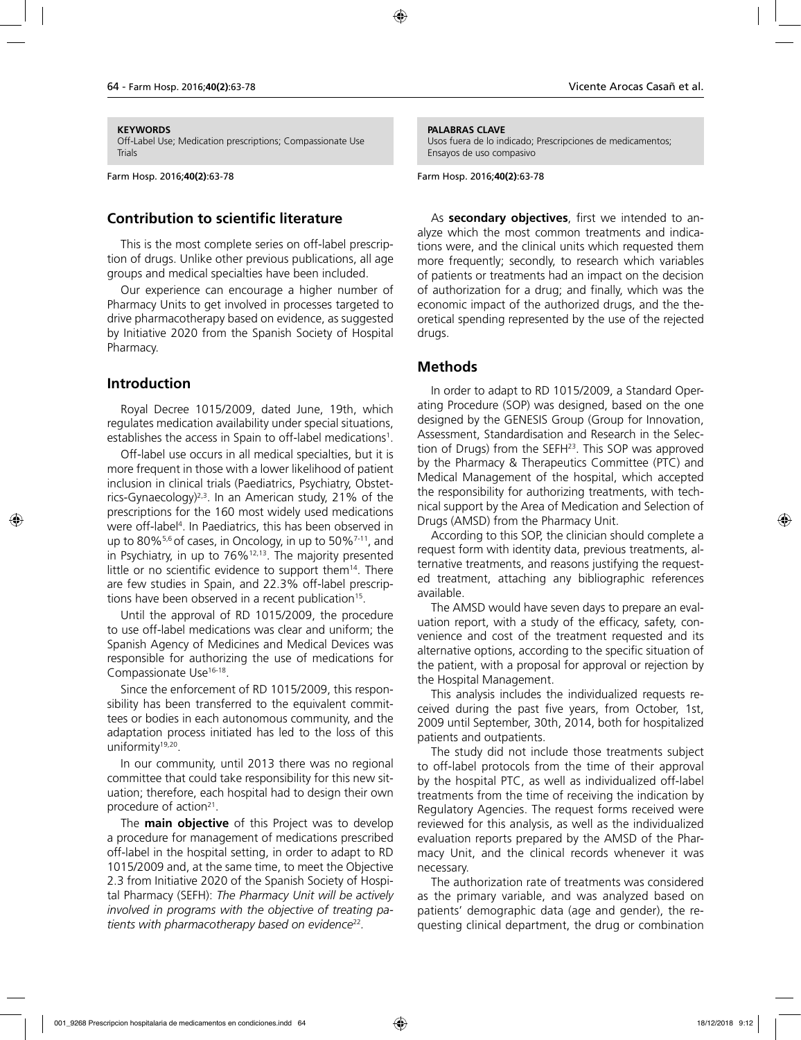**KEYWORDS**
Off-Label Use; Medication prescriptions; Compassionate Use Trials

**PALABRAS CLAVE**
Usos fuera de lo indicado; Prescripciones de medicamentos; Ensayos de uso compasivo

## Contribution to scientific literature

This is the most complete series on off-label prescription of drugs. Unlike other previous publications, all age groups and medical specialties have been included.

Our experience can encourage a higher number of Pharmacy Units to get involved in processes targeted to drive pharmacotherapy based on evidence, as suggested by Initiative 2020 from the Spanish Society of Hospital Pharmacy.

## Introduction

Royal Decree 1015/2009, dated June, 19th, which regulates medication availability under special situations, establishes the access in Spain to off-label medications[1].

Off-label use occurs in all medical specialties, but it is more frequent in those with a lower likelihood of patient inclusion in clinical trials (Paediatrics, Psychiatry, Obstetrics-Gynaecology)[2,3]. In an American study, 21% of the prescriptions for the 160 most widely used medications were off-label[4]. In Paediatrics, this has been observed in up to 80%[5,6] of cases, in Oncology, in up to 50%[7-11], and in Psychiatry, in up to 76%[12,13]. The majority presented little or no scientific evidence to support them[14]. There are few studies in Spain, and 22.3% off-label prescriptions have been observed in a recent publication[15].

Until the approval of RD 1015/2009, the procedure to use off-label medications was clear and uniform; the Spanish Agency of Medicines and Medical Devices was responsible for authorizing the use of medications for Compassionate Use[16-18].

Since the enforcement of RD 1015/2009, this responsibility has been transferred to the equivalent committees or bodies in each autonomous community, and the adaptation process initiated has led to the loss of this uniformity[19,20].

In our community, until 2013 there was no regional committee that could take responsibility for this new situation; therefore, each hospital had to design their own procedure of action[21].

The **main objective** of this Project was to develop a procedure for management of medications prescribed off-label in the hospital setting, in order to adapt to RD 1015/2009 and, at the same time, to meet the Objective 2.3 from Initiative 2020 of the Spanish Society of Hospital Pharmacy (SEFH): *The Pharmacy Unit will be actively involved in programs with the objective of treating patients with pharmacotherapy based on evidence*[22].

As **secondary objectives**, first we intended to analyze which the most common treatments and indications were, and the clinical units which requested them more frequently; secondly, to research which variables of patients or treatments had an impact on the decision of authorization for a drug; and finally, which was the economic impact of the authorized drugs, and the theoretical spending represented by the use of the rejected drugs.

## Methods

In order to adapt to RD 1015/2009, a Standard Operating Procedure (SOP) was designed, based on the one designed by the GENESIS Group (Group for Innovation, Assessment, Standardisation and Research in the Selection of Drugs) from the SEFH[23]. This SOP was approved by the Pharmacy & Therapeutics Committee (PTC) and Medical Management of the hospital, which accepted the responsibility for authorizing treatments, with technical support by the Area of Medication and Selection of Drugs (AMSD) from the Pharmacy Unit.

According to this SOP, the clinician should complete a request form with identity data, previous treatments, alternative treatments, and reasons justifying the requested treatment, attaching any bibliographic references available.

The AMSD would have seven days to prepare an evaluation report, with a study of the efficacy, safety, convenience and cost of the treatment requested and its alternative options, according to the specific situation of the patient, with a proposal for approval or rejection by the Hospital Management.

This analysis includes the individualized requests received during the past five years, from October, 1st, 2009 until September, 30th, 2014, both for hospitalized patients and outpatients.

The study did not include those treatments subject to off-label protocols from the time of their approval by the hospital PTC, as well as individualized off-label treatments from the time of receiving the indication by Regulatory Agencies. The request forms received were reviewed for this analysis, as well as the individualized evaluation reports prepared by the AMSD of the Pharmacy Unit, and the clinical records whenever it was necessary.

The authorization rate of treatments was considered as the primary variable, and was analyzed based on patients' demographic data (age and gender), the requesting clinical department, the drug or combination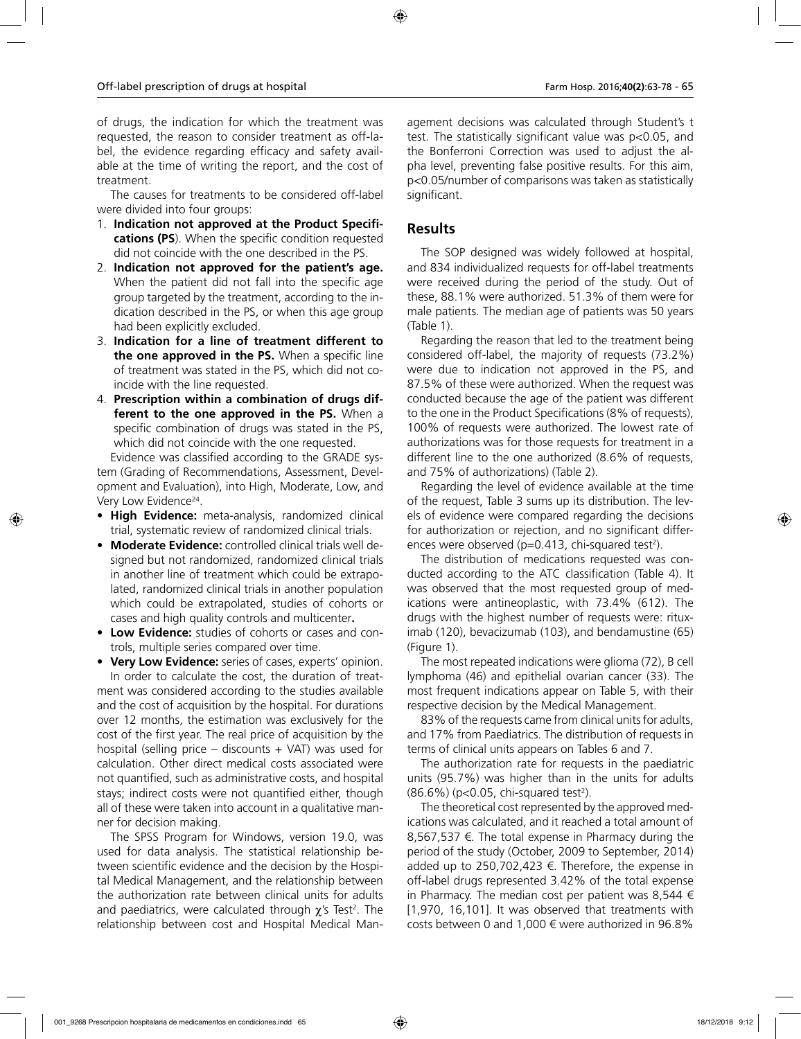of drugs, the indication for which the treatment was requested, the reason to consider treatment as off-label, the evidence regarding efficacy and safety available at the time of writing the report, and the cost of treatment.

The causes for treatments to be considered off-label were divided into four groups:

1. **Indication not approved at the Product Specifications (PS)**. When the specific condition requested did not coincide with the one described in the PS.
2. **Indication not approved for the patient's age.** When the patient did not fall into the specific age group targeted by the treatment, according to the indication described in the PS, or when this age group had been explicitly excluded.
3. **Indication for a line of treatment different to the one approved in the PS.** When a specific line of treatment was stated in the PS, which did not coincide with the line requested.
4. **Prescription within a combination of drugs different to the one approved in the PS.** When a specific combination of drugs was stated in the PS, which did not coincide with the one requested.

Evidence was classified according to the GRADE system (Grading of Recommendations, Assessment, Development and Evaluation), into High, Moderate, Low, and Very Low Evidence[24].

- **High Evidence:** meta-analysis, randomized clinical trial, systematic review of randomized clinical trials.
- **Moderate Evidence:** controlled clinical trials well designed but not randomized, randomized clinical trials in another line of treatment which could be extrapolated, randomized clinical trials in another population which could be extrapolated, studies of cohorts or cases and high quality controls and multicenter**.**
- **Low Evidence:** studies of cohorts or cases and controls, multiple series compared over time.
- **Very Low Evidence:** series of cases, experts' opinion.

In order to calculate the cost, the duration of treatment was considered according to the studies available and the cost of acquisition by the hospital. For durations over 12 months, the estimation was exclusively for the cost of the first year. The real price of acquisition by the hospital (selling price – discounts + VAT) was used for calculation. Other direct medical costs associated were not quantified, such as administrative costs, and hospital stays; indirect costs were not quantified either, though all of these were taken into account in a qualitative manner for decision making.

The SPSS Program for Windows, version 19.0, was used for data analysis. The statistical relationship between scientific evidence and the decision by the Hospital Medical Management, and the relationship between the authorization rate between clinical units for adults and paediatrics, were calculated through $\chi$'s Test[2]. The relationship between cost and Hospital Medical Management decisions was calculated through Student's t test. The statistically significant value was $p<0.05$, and the Bonferroni Correction was used to adjust the alpha level, preventing false positive results. For this aim, $p<0.05$/number of comparisons was taken as statistically significant.

## Results

The SOP designed was widely followed at hospital, and 834 individualized requests for off-label treatments were received during the period of the study. Out of these, 88.1% were authorized. 51.3% of them were for male patients. The median age of patients was 50 years (Table 1).

Regarding the reason that led to the treatment being considered off-label, the majority of requests (73.2%) were due to indication not approved in the PS, and 87.5% of these were authorized. When the request was conducted because the age of the patient was different to the one in the Product Specifications (8% of requests), 100% of requests were authorized. The lowest rate of authorizations was for those requests for treatment in a different line to the one authorized (8.6% of requests, and 75% of authorizations) (Table 2).

Regarding the level of evidence available at the time of the request, Table 3 sums up its distribution. The levels of evidence were compared regarding the decisions for authorization or rejection, and no significant differences were observed ($p=0.413$, chi-squared test[2]).

The distribution of medications requested was conducted according to the ATC classification (Table 4). It was observed that the most requested group of medications were antineoplastic, with 73.4% (612). The drugs with the highest number of requests were: rituximab (120), bevacizumab (103), and bendamustine (65) (Figure 1).

The most repeated indications were glioma (72), B cell lymphoma (46) and epithelial ovarian cancer (33). The most frequent indications appear on Table 5, with their respective decision by the Medical Management.

83% of the requests came from clinical units for adults, and 17% from Paediatrics. The distribution of requests in terms of clinical units appears on Tables 6 and 7.

The authorization rate for requests in the paediatric units (95.7%) was higher than in the units for adults (86.6%) ($p<0.05$, chi-squared test[2]).

The theoretical cost represented by the approved medications was calculated, and it reached a total amount of 8,567,537 €. The total expense in Pharmacy during the period of the study (October, 2009 to September, 2014) added up to 250,702,423 €. Therefore, the expense in off-label drugs represented 3.42% of the total expense in Pharmacy. The median cost per patient was 8,544 € [1,970, 16,101]. It was observed that treatments with costs between 0 and 1,000 € were authorized in 96.8%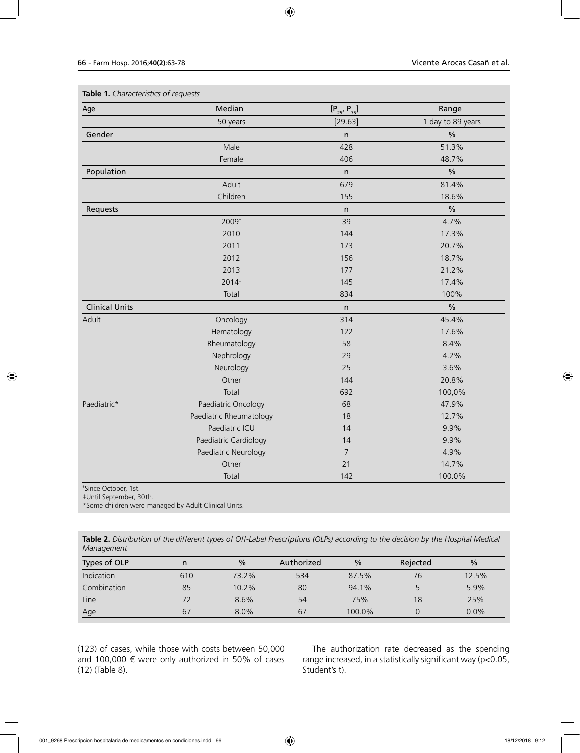**Table 1.** *Characteristics of requests*

| Age | Median | $[P_{25}, P_{75}]$ | Range |
|---|---|---|---|
| | 50 years | [29.63] | 1 day to 89 years |
| **Gender** | | n | % |
| | Male | 428 | 51.3% |
| | Female | 406 | 48.7% |
| **Population** | | n | % |
| | Adult | 679 | 81.4% |
| | Children | 155 | 18.6% |
| **Requests** | | n | % |
| | 2009[†] | 39 | 4.7% |
| | 2010 | 144 | 17.3% |
| | 2011 | 173 | 20.7% |
| | 2012 | 156 | 18.7% |
| | 2013 | 177 | 21.2% |
| | 2014[‡] | 145 | 17.4% |
| | Total | 834 | 100% |
| **Clinical Units** | | n | % |
| Adult | Oncology | 314 | 45.4% |
| | Hematology | 122 | 17.6% |
| | Rheumatology | 58 | 8.4% |
| | Nephrology | 29 | 4.2% |
| | Neurology | 25 | 3.6% |
| | Other | 144 | 20.8% |
| | Total | 692 | 100,0% |
| Paediatric* | Paediatric Oncology | 68 | 47.9% |
| | Paediatric Rheumatology | 18 | 12.7% |
| | Paediatric ICU | 14 | 9.9% |
| | Paediatric Cardiology | 14 | 9.9% |
| | Paediatric Neurology | 7 | 4.9% |
| | Other | 21 | 14.7% |
| | Total | 142 | 100.0% |

[†]Since October, 1st.
‡Until September, 30th.
*Some children were managed by Adult Clinical Units.

**Table 2.** *Distribution of the different types of Off-Label Prescriptions (OLPs) according to the decision by the Hospital Medical Management*

| Types of OLP | n | % | Authorized | % | Rejected | % |
|---|---|---|---|---|---|---|
| Indication | 610 | 73.2% | 534 | 87.5% | 76 | 12.5% |
| Combination | 85 | 10.2% | 80 | 94.1% | 5 | 5.9% |
| Line | 72 | 8.6% | 54 | 75% | 18 | 25% |
| Age | 67 | 8.0% | 67 | 100.0% | 0 | 0.0% |

(123) of cases, while those with costs between 50,000 and 100,000 € were only authorized in 50% of cases (12) (Table 8).

The authorization rate decreased as the spending range increased, in a statistically significant way ($p<0.05$, Student's t).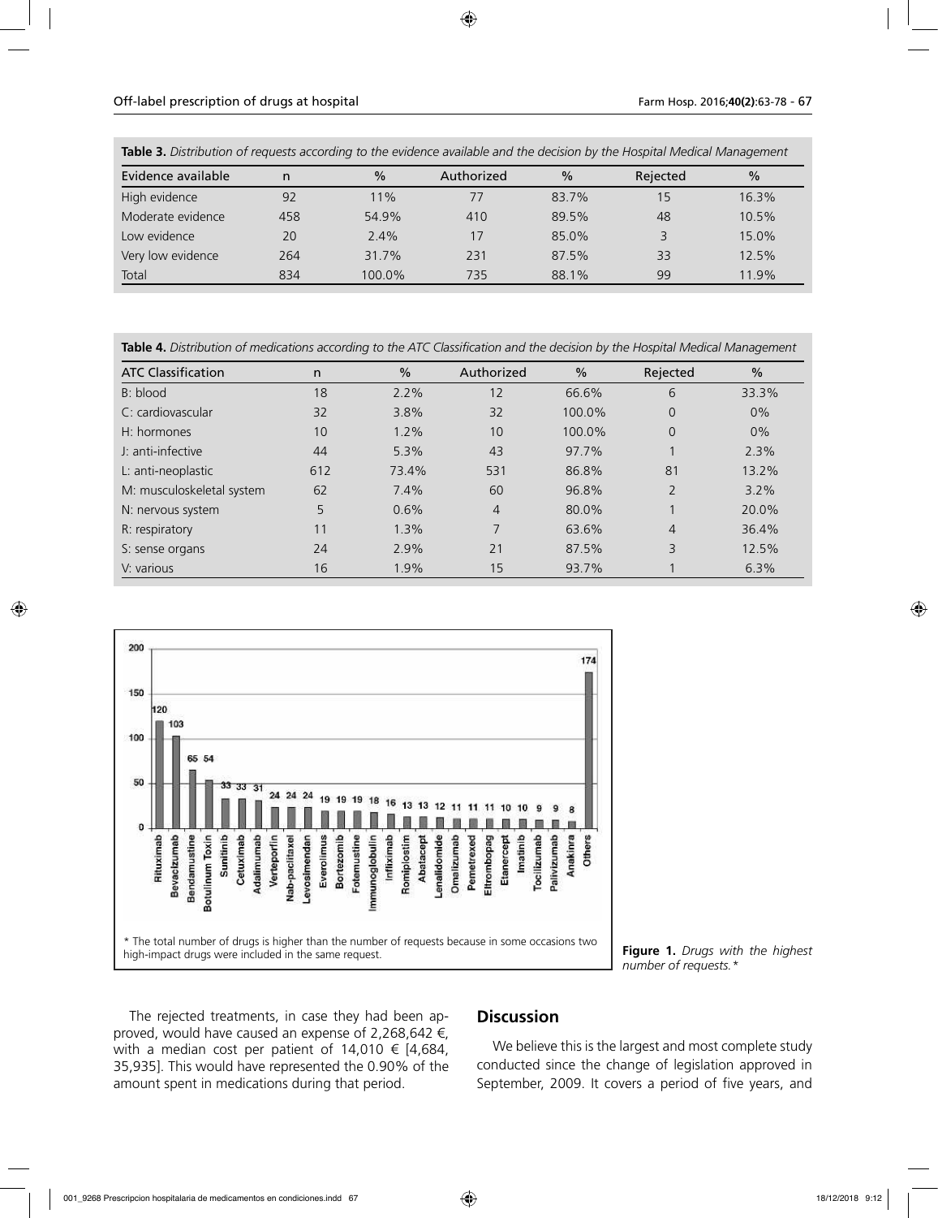**Table 3.** *Distribution of requests according to the evidence available and the decision by the Hospital Medical Management*

| Evidence available | n | % | Authorized | % | Rejected | % |
|---|---|---|---|---|---|---|
| High evidence | 92 | 11% | 77 | 83.7% | 15 | 16.3% |
| Moderate evidence | 458 | 54.9% | 410 | 89.5% | 48 | 10.5% |
| Low evidence | 20 | 2.4% | 17 | 85.0% | 3 | 15.0% |
| Very low evidence | 264 | 31.7% | 231 | 87.5% | 33 | 12.5% |
| Total | 834 | 100.0% | 735 | 88.1% | 99 | 11.9% |

**Table 4.** *Distribution of medications according to the ATC Classification and the decision by the Hospital Medical Management*

| ATC Classification | n | % | Authorized | % | Rejected | % |
|---|---|---|---|---|---|---|
| B: blood | 18 | 2.2% | 12 | 66.6% | 6 | 33.3% |
| C: cardiovascular | 32 | 3.8% | 32 | 100.0% | 0 | 0% |
| H: hormones | 10 | 1.2% | 10 | 100.0% | 0 | 0% |
| J: anti-infective | 44 | 5.3% | 43 | 97.7% | 1 | 2.3% |
| L: anti-neoplastic | 612 | 73.4% | 531 | 86.8% | 81 | 13.2% |
| M: musculoskeletal system | 62 | 7.4% | 60 | 96.8% | 2 | 3.2% |
| N: nervous system | 5 | 0.6% | 4 | 80.0% | 1 | 20.0% |
| R: respiratory | 11 | 1.3% | 7 | 63.6% | 4 | 36.4% |
| S: sense organs | 24 | 2.9% | 21 | 87.5% | 3 | 12.5% |
| V: various | 16 | 1.9% | 15 | 93.7% | 1 | 6.3% |

\* The total number of drugs is higher than the number of requests because in some occasions two high-impact drugs were included in the same request.

**Figure 1.** *Drugs with the highest number of requests.\**

The rejected treatments, in case they had been approved, would have caused an expense of 2,268,642 €, with a median cost per patient of 14,010 € [4,684, 35,935]. This would have represented the 0.90% of the amount spent in medications during that period.

## Discussion

We believe this is the largest and most complete study conducted since the change of legislation approved in September, 2009. It covers a period of five years, and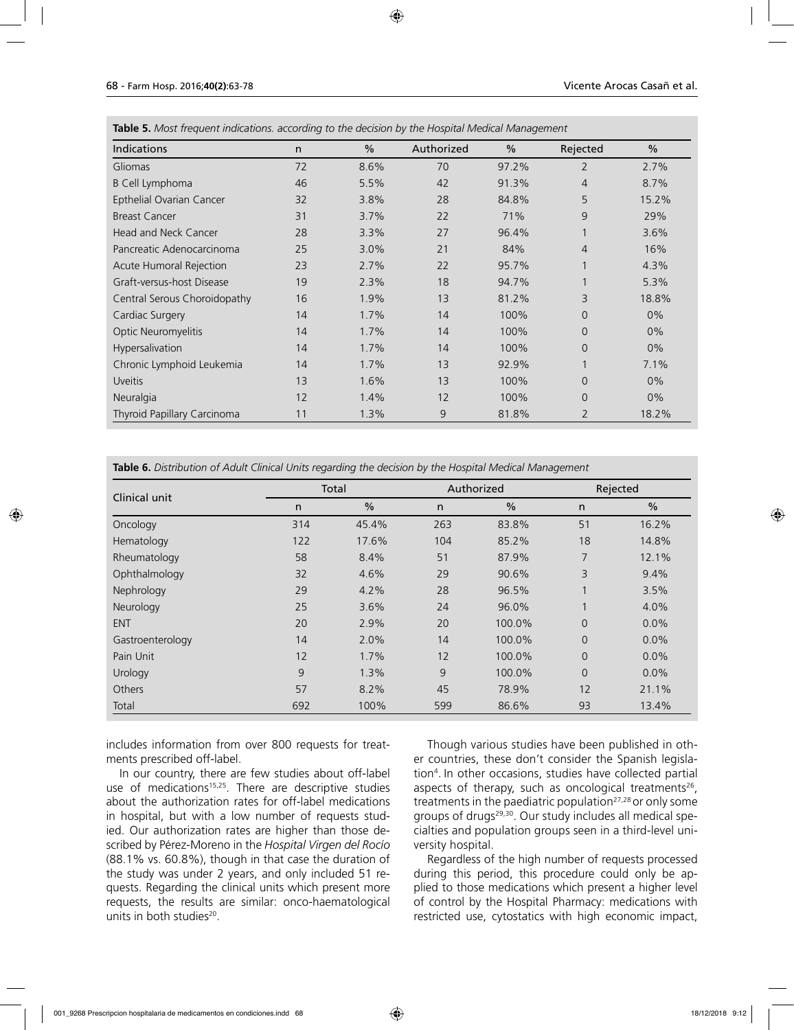**Table 5.** *Most frequent indications. according to the decision by the Hospital Medical Management*

| Indications | n | % | Authorized | % | Rejected | % |
|---|---|---|---|---|---|---|
| Gliomas | 72 | 8.6% | 70 | 97.2% | 2 | 2.7% |
| B Cell Lymphoma | 46 | 5.5% | 42 | 91.3% | 4 | 8.7% |
| Epthelial Ovarian Cancer | 32 | 3.8% | 28 | 84.8% | 5 | 15.2% |
| Breast Cancer | 31 | 3.7% | 22 | 71% | 9 | 29% |
| Head and Neck Cancer | 28 | 3.3% | 27 | 96.4% | 1 | 3.6% |
| Pancreatic Adenocarcinoma | 25 | 3.0% | 21 | 84% | 4 | 16% |
| Acute Humoral Rejection | 23 | 2.7% | 22 | 95.7% | 1 | 4.3% |
| Graft-versus-host Disease | 19 | 2.3% | 18 | 94.7% | 1 | 5.3% |
| Central Serous Choroidopathy | 16 | 1.9% | 13 | 81.2% | 3 | 18.8% |
| Cardiac Surgery | 14 | 1.7% | 14 | 100% | 0 | 0% |
| Optic Neuromyelitis | 14 | 1.7% | 14 | 100% | 0 | 0% |
| Hypersalivation | 14 | 1.7% | 14 | 100% | 0 | 0% |
| Chronic Lymphoid Leukemia | 14 | 1.7% | 13 | 92.9% | 1 | 7.1% |
| Uveitis | 13 | 1.6% | 13 | 100% | 0 | 0% |
| Neuralgia | 12 | 1.4% | 12 | 100% | 0 | 0% |
| Thyroid Papillary Carcinoma | 11 | 1.3% | 9 | 81.8% | 2 | 18.2% |

**Table 6.** *Distribution of Adult Clinical Units regarding the decision by the Hospital Medical Management*

| Clinical unit | Total | | Authorized | | Rejected | |
|---|---|---|---|---|---|---|
| | n | % | n | % | n | % |
| Oncology | 314 | 45.4% | 263 | 83.8% | 51 | 16.2% |
| Hematology | 122 | 17.6% | 104 | 85.2% | 18 | 14.8% |
| Rheumatology | 58 | 8.4% | 51 | 87.9% | 7 | 12.1% |
| Ophthalmology | 32 | 4.6% | 29 | 90.6% | 3 | 9.4% |
| Nephrology | 29 | 4.2% | 28 | 96.5% | 1 | 3.5% |
| Neurology | 25 | 3.6% | 24 | 96.0% | 1 | 4.0% |
| ENT | 20 | 2.9% | 20 | 100.0% | 0 | 0.0% |
| Gastroenterology | 14 | 2.0% | 14 | 100.0% | 0 | 0.0% |
| Pain Unit | 12 | 1.7% | 12 | 100.0% | 0 | 0.0% |
| Urology | 9 | 1.3% | 9 | 100.0% | 0 | 0.0% |
| Others | 57 | 8.2% | 45 | 78.9% | 12 | 21.1% |
| Total | 692 | 100% | 599 | 86.6% | 93 | 13.4% |

includes information from over 800 requests for treatments prescribed off-label.

In our country, there are few studies about off-label use of medications[15,25]. There are descriptive studies about the authorization rates for off-label medications in hospital, but with a low number of requests studied. Our authorization rates are higher than those described by Pérez-Moreno in the *Hospital Virgen del Rocío* (88.1% vs. 60.8%), though in that case the duration of the study was under 2 years, and only included 51 requests. Regarding the clinical units which present more requests, the results are similar: onco-haematological units in both studies[20].

Though various studies have been published in other countries, these don't consider the Spanish legislation[4]. In other occasions, studies have collected partial aspects of therapy, such as oncological treatments[26], treatments in the paediatric population[27,28] or only some groups of drugs[29,30]. Our study includes all medical specialties and population groups seen in a third-level university hospital.

Regardless of the high number of requests processed during this period, this procedure could only be applied to those medications which present a higher level of control by the Hospital Pharmacy: medications with restricted use, cytostatics with high economic impact,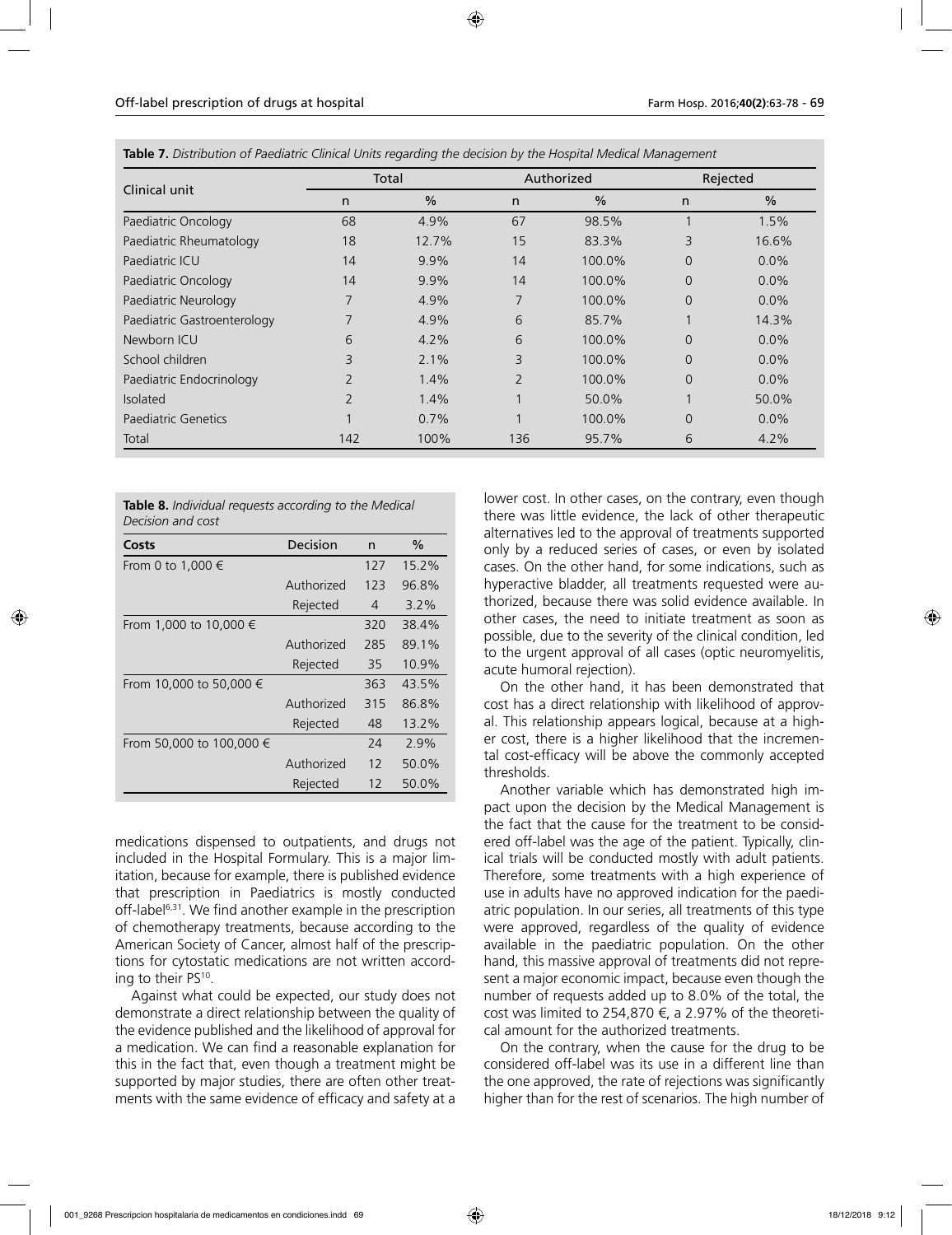**Table 7.** *Distribution of Paediatric Clinical Units regarding the decision by the Hospital Medical Management*

| Clinical unit | Total | | Authorized | | Rejected | |
|---|---|---|---|---|---|---|
| | n | % | n | % | n | % |
| Paediatric Oncology | 68 | 4.9% | 67 | 98.5% | 1 | 1.5% |
| Paediatric Rheumatology | 18 | 12.7% | 15 | 83.3% | 3 | 16.6% |
| Paediatric ICU | 14 | 9.9% | 14 | 100.0% | 0 | 0.0% |
| Paediatric Oncology | 14 | 9.9% | 14 | 100.0% | 0 | 0.0% |
| Paediatric Neurology | 7 | 4.9% | 7 | 100.0% | 0 | 0.0% |
| Paediatric Gastroenterology | 7 | 4.9% | 6 | 85.7% | 1 | 14.3% |
| Newborn ICU | 6 | 4.2% | 6 | 100.0% | 0 | 0.0% |
| School children | 3 | 2.1% | 3 | 100.0% | 0 | 0.0% |
| Paediatric Endocrinology | 2 | 1.4% | 2 | 100.0% | 0 | 0.0% |
| Isolated | 2 | 1.4% | 1 | 50.0% | 1 | 50.0% |
| Paediatric Genetics | 1 | 0.7% | 1 | 100.0% | 0 | 0.0% |
| Total | 142 | 100% | 136 | 95.7% | 6 | 4.2% |

**Table 8.** *Individual requests according to the Medical Decision and cost*

| Costs | Decision | n | % |
|---|---|---|---|
| From 0 to 1,000 € | | 127 | 15.2% |
| | Authorized | 123 | 96.8% |
| | Rejected | 4 | 3.2% |
| From 1,000 to 10,000 € | | 320 | 38.4% |
| | Authorized | 285 | 89.1% |
| | Rejected | 35 | 10.9% |
| From 10,000 to 50,000 € | | 363 | 43.5% |
| | Authorized | 315 | 86.8% |
| | Rejected | 48 | 13.2% |
| From 50,000 to 100,000 € | | 24 | 2.9% |
| | Authorized | 12 | 50.0% |
| | Rejected | 12 | 50.0% |

medications dispensed to outpatients, and drugs not included in the Hospital Formulary. This is a major limitation, because for example, there is published evidence that prescription in Paediatrics is mostly conducted off-label[6,31]. We find another example in the prescription of chemotherapy treatments, because according to the American Society of Cancer, almost half of the prescriptions for cytostatic medications are not written according to their PS[10].

Against what could be expected, our study does not demonstrate a direct relationship between the quality of the evidence published and the likelihood of approval for a medication. We can find a reasonable explanation for this in the fact that, even though a treatment might be supported by major studies, there are often other treatments with the same evidence of efficacy and safety at a lower cost. In other cases, on the contrary, even though there was little evidence, the lack of other therapeutic alternatives led to the approval of treatments supported only by a reduced series of cases, or even by isolated cases. On the other hand, for some indications, such as hyperactive bladder, all treatments requested were authorized, because there was solid evidence available. In other cases, the need to initiate treatment as soon as possible, due to the severity of the clinical condition, led to the urgent approval of all cases (optic neuromyelitis, acute humoral rejection).

On the other hand, it has been demonstrated that cost has a direct relationship with likelihood of approval. This relationship appears logical, because at a higher cost, there is a higher likelihood that the incremental cost-efficacy will be above the commonly accepted thresholds.

Another variable which has demonstrated high impact upon the decision by the Medical Management is the fact that the cause for the treatment to be considered off-label was the age of the patient. Typically, clinical trials will be conducted mostly with adult patients. Therefore, some treatments with a high experience of use in adults have no approved indication for the paediatric population. In our series, all treatments of this type were approved, regardless of the quality of evidence available in the paediatric population. On the other hand, this massive approval of treatments did not represent a major economic impact, because even though the number of requests added up to 8.0% of the total, the cost was limited to 254,870 €, a 2.97% of the theoretical amount for the authorized treatments.

On the contrary, when the cause for the drug to be considered off-label was its use in a different line than the one approved, the rate of rejections was significantly higher than for the rest of scenarios. The high number of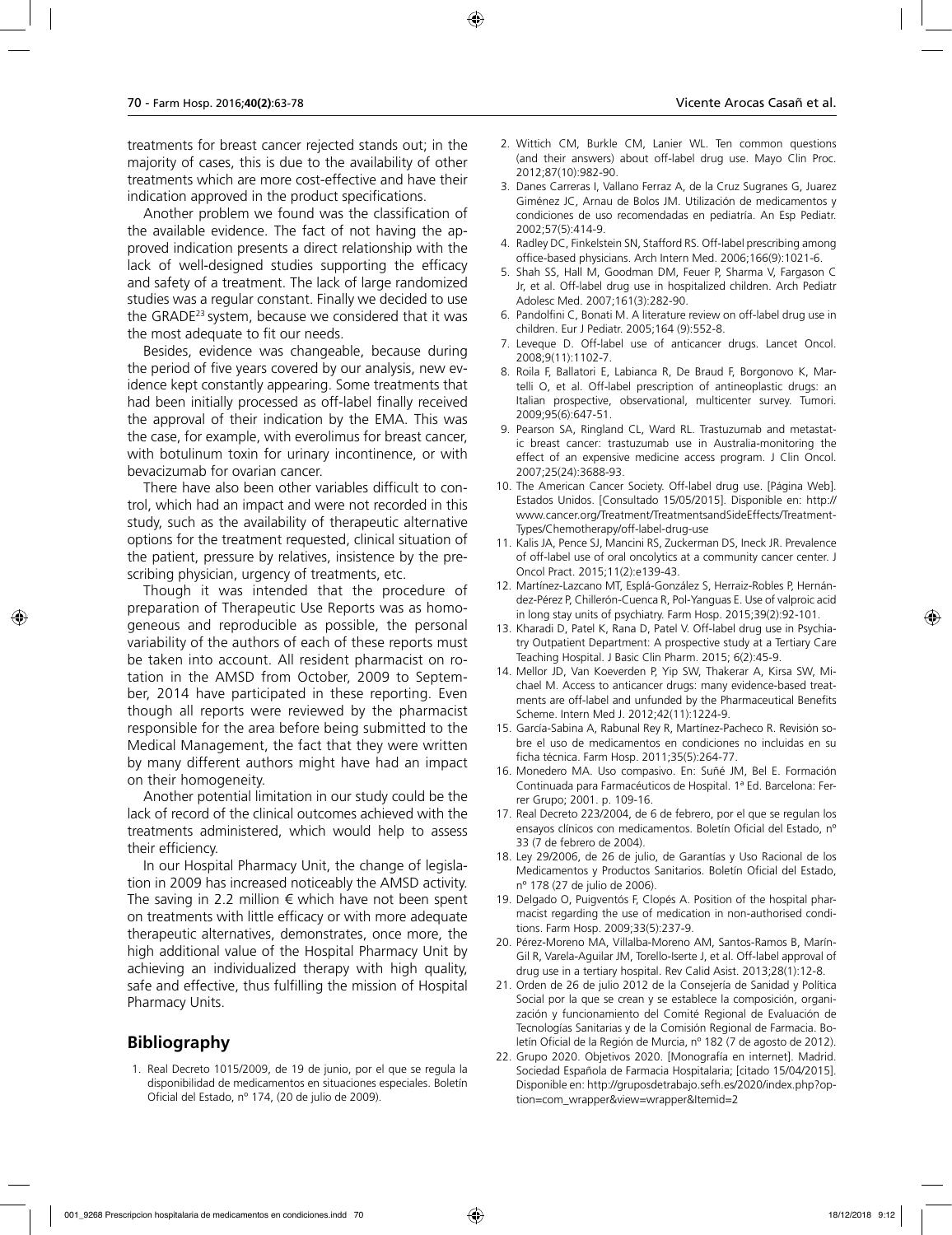treatments for breast cancer rejected stands out; in the majority of cases, this is due to the availability of other treatments which are more cost-effective and have their indication approved in the product specifications.

Another problem we found was the classification of the available evidence. The fact of not having the approved indication presents a direct relationship with the lack of well-designed studies supporting the efficacy and safety of a treatment. The lack of large randomized studies was a regular constant. Finally we decided to use the GRADE[23] system, because we considered that it was the most adequate to fit our needs.

Besides, evidence was changeable, because during the period of five years covered by our analysis, new evidence kept constantly appearing. Some treatments that had been initially processed as off-label finally received the approval of their indication by the EMA. This was the case, for example, with everolimus for breast cancer, with botulinum toxin for urinary incontinence, or with bevacizumab for ovarian cancer.

There have also been other variables difficult to control, which had an impact and were not recorded in this study, such as the availability of therapeutic alternative options for the treatment requested, clinical situation of the patient, pressure by relatives, insistence by the prescribing physician, urgency of treatments, etc.

Though it was intended that the procedure of preparation of Therapeutic Use Reports was as homogeneous and reproducible as possible, the personal variability of the authors of each of these reports must be taken into account. All resident pharmacist on rotation in the AMSD from October, 2009 to September, 2014 have participated in these reporting. Even though all reports were reviewed by the pharmacist responsible for the area before being submitted to the Medical Management, the fact that they were written by many different authors might have had an impact on their homogeneity.

Another potential limitation in our study could be the lack of record of the clinical outcomes achieved with the treatments administered, which would help to assess their efficiency.

In our Hospital Pharmacy Unit, the change of legislation in 2009 has increased noticeably the AMSD activity. The saving in 2.2 million € which have not been spent on treatments with little efficacy or with more adequate therapeutic alternatives, demonstrates, once more, the high additional value of the Hospital Pharmacy Unit by achieving an individualized therapy with high quality, safe and effective, thus fulfilling the mission of Hospital Pharmacy Units.

## Bibliography

1. Real Decreto 1015/2009, de 19 de junio, por el que se regula la disponibilidad de medicamentos en situaciones especiales. Boletín Oficial del Estado, nº 174, (20 de julio de 2009).
2. Wittich CM, Burkle CM, Lanier WL. Ten common questions (and their answers) about off-label drug use. Mayo Clin Proc. 2012;87(10):982-90.
3. Danes Carreras I, Vallano Ferraz A, de la Cruz Sugranes G, Juarez Giménez JC, Arnau de Bolos JM. Utilización de medicamentos y condiciones de uso recomendadas en pediatría. An Esp Pediatr. 2002;57(5):414-9.
4. Radley DC, Finkelstein SN, Stafford RS. Off-label prescribing among office-based physicians. Arch Intern Med. 2006;166(9):1021-6.
5. Shah SS, Hall M, Goodman DM, Feuer P, Sharma V, Fargason C Jr, et al. Off-label drug use in hospitalized children. Arch Pediatr Adolesc Med. 2007;161(3):282-90.
6. Pandolfini C, Bonati M. A literature review on off-label drug use in children. Eur J Pediatr. 2005;164 (9):552-8.
7. Leveque D. Off-label use of anticancer drugs. Lancet Oncol. 2008;9(11):1102-7.
8. Roila F, Ballatori E, Labianca R, De Braud F, Borgonovo K, Martelli O, et al. Off-label prescription of antineoplastic drugs: an Italian prospective, observational, multicenter survey. Tumori. 2009;95(6):647-51.
9. Pearson SA, Ringland CL, Ward RL. Trastuzumab and metastatic breast cancer: trastuzumab use in Australia-monitoring the effect of an expensive medicine access program. J Clin Oncol. 2007;25(24):3688-93.
10. The American Cancer Society. Off-label drug use. [Página Web]. Estados Unidos. [Consultado 15/05/2015]. Disponible en: http://www.cancer.org/Treatment/TreatmentsandSideEffects/TreatmentTypes/Chemotherapy/off-label-drug-use
11. Kalis JA, Pence SJ, Mancini RS, Zuckerman DS, Ineck JR. Prevalence of off-label use of oral oncolytics at a community cancer center. J Oncol Pract. 2015;11(2):e139-43.
12. Martínez-Lazcano MT, Esplá-González S, Herraiz-Robles P, Hernández-Pérez P, Chillerón-Cuenca R, Pol-Yanguas E. Use of valproic acid in long stay units of psychiatry. Farm Hosp. 2015;39(2):92-101.
13. Kharadi D, Patel K, Rana D, Patel V. Off-label drug use in Psychiatry Outpatient Department: A prospective study at a Tertiary Care Teaching Hospital. J Basic Clin Pharm. 2015; 6(2):45-9.
14. Mellor JD, Van Koeverden P, Yip SW, Thakerar A, Kirsa SW, Michael M. Access to anticancer drugs: many evidence-based treatments are off-label and unfunded by the Pharmaceutical Benefits Scheme. Intern Med J. 2012;42(11):1224-9.
15. García-Sabina A, Rabunal Rey R, Martínez-Pacheco R. Revisión sobre el uso de medicamentos en condiciones no incluidas en su ficha técnica. Farm Hosp. 2011;35(5):264-77.
16. Monedero MA. Uso compasivo. En: Suñé JM, Bel E. Formación Continuada para Farmacéuticos de Hospital. 1ª Ed. Barcelona: Ferrer Grupo; 2001. p. 109-16.
17. Real Decreto 223/2004, de 6 de febrero, por el que se regulan los ensayos clínicos con medicamentos. Boletín Oficial del Estado, nº 33 (7 de febrero de 2004).
18. Ley 29/2006, de 26 de julio, de Garantías y Uso Racional de los Medicamentos y Productos Sanitarios. Boletín Oficial del Estado, nº 178 (27 de julio de 2006).
19. Delgado O, Puigventós F, Clopés A. Position of the hospital pharmacist regarding the use of medication in non-authorised conditions. Farm Hosp. 2009;33(5):237-9.
20. Pérez-Moreno MA, Villalba-Moreno AM, Santos-Ramos B, Marín-Gil R, Varela-Aguilar JM, Torello-Iserte J, et al. Off-label approval of drug use in a tertiary hospital. Rev Calid Asist. 2013;28(1):12-8.
21. Orden de 26 de julio 2012 de la Consejería de Sanidad y Política Social por la que se crean y se establece la composición, organización y funcionamiento del Comité Regional de Evaluación de Tecnologías Sanitarias y de la Comisión Regional de Farmacia. Boletín Oficial de la Región de Murcia, nº 182 (7 de agosto de 2012).
22. Grupo 2020. Objetivos 2020. [Monografía en internet]. Madrid. Sociedad Española de Farmacia Hospitalaria; [citado 15/04/2015]. Disponible en: http://gruposdetrabajo.sefh.es/2020/index.php?option=com_wrapper&view=wrapper&Itemid=2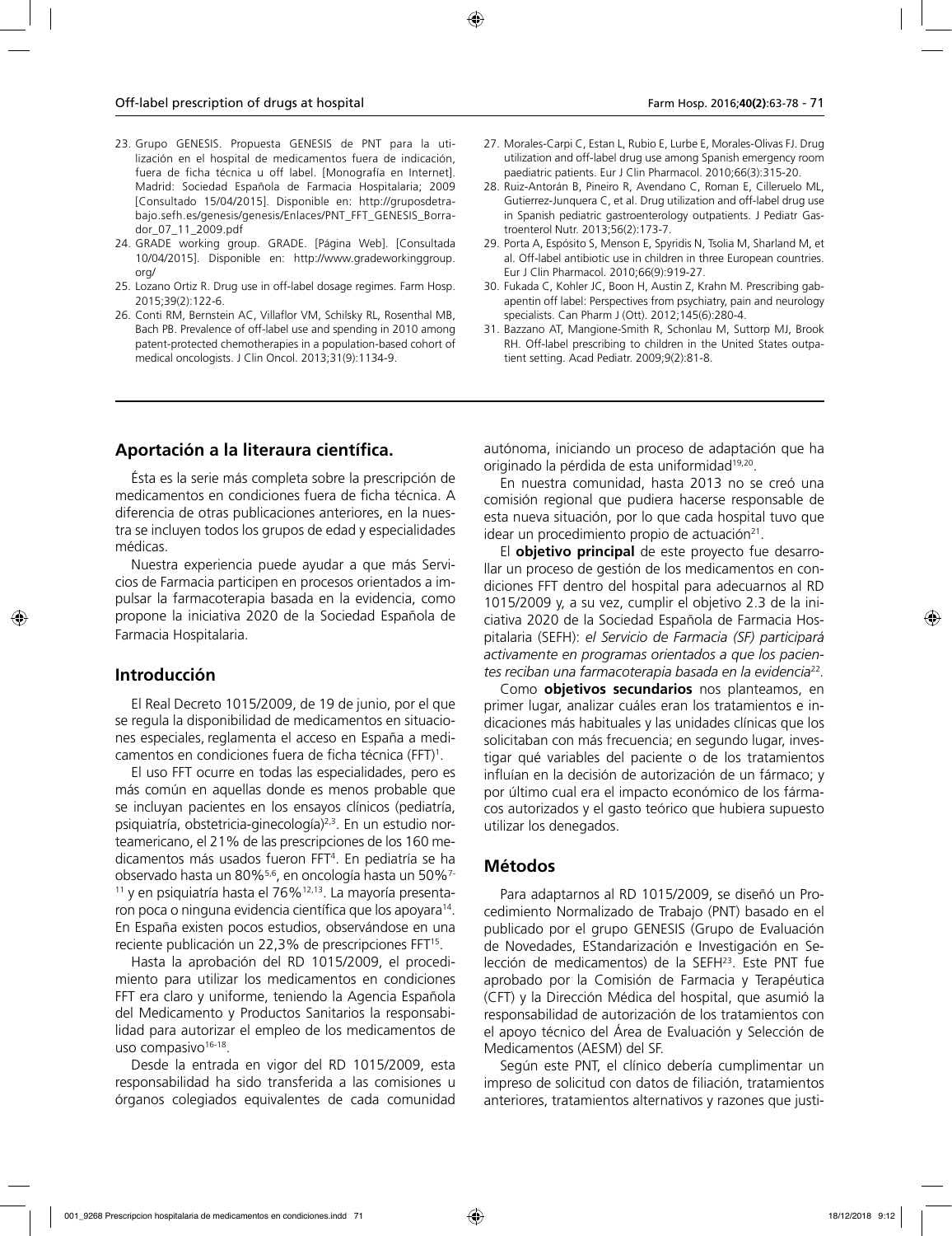23. Grupo GENESIS. Propuesta GENESIS de PNT para la utilización en el hospital de medicamentos fuera de indicación, fuera de ficha técnica u off label. [Monografía en Internet]. Madrid: Sociedad Española de Farmacia Hospitalaria; 2009 [Consultado 15/04/2015]. Disponible en: http://gruposdetrabajo.sefh.es/genesis/genesis/Enlaces/PNT_FFT_GENESIS_Borrador_07_11_2009.pdf
24. GRADE working group. GRADE. [Página Web]. [Consultada 10/04/2015]. Disponible en: http://www.gradeworkinggroup.org/
25. Lozano Ortiz R. Drug use in off-label dosage regimes. Farm Hosp. 2015;39(2):122-6.
26. Conti RM, Bernstein AC, Villaflor VM, Schilsky RL, Rosenthal MB, Bach PB. Prevalence of off-label use and spending in 2010 among patent-protected chemotherapies in a population-based cohort of medical oncologists. J Clin Oncol. 2013;31(9):1134-9.
27. Morales-Carpi C, Estan L, Rubio E, Lurbe E, Morales-Olivas FJ. Drug utilization and off-label drug use among Spanish emergency room paediatric patients. Eur J Clin Pharmacol. 2010;66(3):315-20.
28. Ruiz-Antorán B, Pineiro R, Avendano C, Roman E, Cilleruelo ML, Gutierrez-Junquera C, et al. Drug utilization and off-label drug use in Spanish pediatric gastroenterology outpatients. J Pediatr Gastroenterol Nutr. 2013;56(2):173-7.
29. Porta A, Espósito S, Menson E, Spyridis N, Tsolia M, Sharland M, et al. Off-label antibiotic use in children in three European countries. Eur J Clin Pharmacol. 2010;66(9):919-27.
30. Fukada C, Kohler JC, Boon H, Austin Z, Krahn M. Prescribing gabapentin off label: Perspectives from psychiatry, pain and neurology specialists. Can Pharm J (Ott). 2012;145(6):280-4.
31. Bazzano AT, Mangione-Smith R, Schonlau M, Suttorp MJ, Brook RH. Off-label prescribing to children in the United States outpatient setting. Acad Pediatr. 2009;9(2):81-8.

## Aportación a la literaura científica.

Ésta es la serie más completa sobre la prescripción de medicamentos en condiciones fuera de ficha técnica. A diferencia de otras publicaciones anteriores, en la nuestra se incluyen todos los grupos de edad y especialidades médicas.

Nuestra experiencia puede ayudar a que más Servicios de Farmacia participen en procesos orientados a impulsar la farmacoterapia basada en la evidencia, como propone la iniciativa 2020 de la Sociedad Española de Farmacia Hospitalaria.

## Introducción

El Real Decreto 1015/2009, de 19 de junio, por el que se regula la disponibilidad de medicamentos en situaciones especiales, reglamenta el acceso en España a medicamentos en condiciones fuera de ficha técnica (FFT)[1].

El uso FFT ocurre en todas las especialidades, pero es más común en aquellas donde es menos probable que se incluyan pacientes en los ensayos clínicos (pediatría, psiquiatría, obstetricia-ginecología)[2,3]. En un estudio norteamericano, el 21% de las prescripciones de los 160 medicamentos más usados fueron FFT[4]. En pediatría se ha observado hasta un 80%[5,6], en oncología hasta un 50%[7-11] y en psiquiatría hasta el 76%[12,13]. La mayoría presentaron poca o ninguna evidencia científica que los apoyara[14]. En España existen pocos estudios, observándose en una reciente publicación un 22,3% de prescripciones FFT[15].

Hasta la aprobación del RD 1015/2009, el procedimiento para utilizar los medicamentos en condiciones FFT era claro y uniforme, teniendo la Agencia Española del Medicamento y Productos Sanitarios la responsabilidad para autorizar el empleo de los medicamentos de uso compasivo[16-18].

Desde la entrada en vigor del RD 1015/2009, esta responsabilidad ha sido transferida a las comisiones u órganos colegiados equivalentes de cada comunidad autónoma, iniciando un proceso de adaptación que ha originado la pérdida de esta uniformidad[19,20].

En nuestra comunidad, hasta 2013 no se creó una comisión regional que pudiera hacerse responsable de esta nueva situación, por lo que cada hospital tuvo que idear un procedimiento propio de actuación[21].

El **objetivo principal** de este proyecto fue desarrollar un proceso de gestión de los medicamentos en condiciones FFT dentro del hospital para adecuarnos al RD 1015/2009 y, a su vez, cumplir el objetivo 2.3 de la iniciativa 2020 de la Sociedad Española de Farmacia Hospitalaria (SEFH): *el Servicio de Farmacia (SF) participará activamente en programas orientados a que los pacientes reciban una farmacoterapia basada en la evidencia*[22].

Como **objetivos secundarios** nos planteamos, en primer lugar, analizar cuáles eran los tratamientos e indicaciones más habituales y las unidades clínicas que los solicitaban con más frecuencia; en segundo lugar, investigar qué variables del paciente o de los tratamientos influían en la decisión de autorización de un fármaco; y por último cual era el impacto económico de los fármacos autorizados y el gasto teórico que hubiera supuesto utilizar los denegados.

## Métodos

Para adaptarnos al RD 1015/2009, se diseñó un Procedimiento Normalizado de Trabajo (PNT) basado en el publicado por el grupo GENESIS (Grupo de Evaluación de Novedades, EStandarización e Investigación en Selección de medicamentos) de la SEFH[23]. Este PNT fue aprobado por la Comisión de Farmacia y Terapéutica (CFT) y la Dirección Médica del hospital, que asumió la responsabilidad de autorización de los tratamientos con el apoyo técnico del Área de Evaluación y Selección de Medicamentos (AESM) del SF.

Según este PNT, el clínico debería cumplimentar un impreso de solicitud con datos de filiación, tratamientos anteriores, tratamientos alternativos y razones que justi-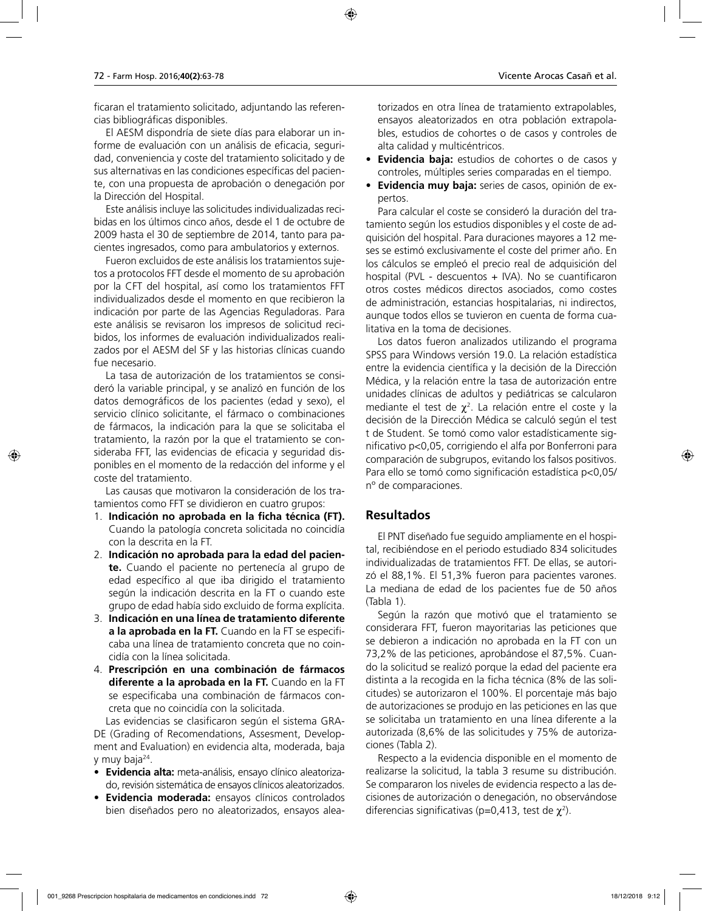ficaran el tratamiento solicitado, adjuntando las referencias bibliográficas disponibles.

El AESM dispondría de siete días para elaborar un informe de evaluación con un análisis de eficacia, seguridad, conveniencia y coste del tratamiento solicitado y de sus alternativas en las condiciones específicas del paciente, con una propuesta de aprobación o denegación por la Dirección del Hospital.

Este análisis incluye las solicitudes individualizadas recibidas en los últimos cinco años, desde el 1 de octubre de 2009 hasta el 30 de septiembre de 2014, tanto para pacientes ingresados, como para ambulatorios y externos.

Fueron excluidos de este análisis los tratamientos sujetos a protocolos FFT desde el momento de su aprobación por la CFT del hospital, así como los tratamientos FFT individualizados desde el momento en que recibieron la indicación por parte de las Agencias Reguladoras. Para este análisis se revisaron los impresos de solicitud recibidos, los informes de evaluación individualizados realizados por el AESM del SF y las historias clínicas cuando fue necesario.

La tasa de autorización de los tratamientos se consideró la variable principal, y se analizó en función de los datos demográficos de los pacientes (edad y sexo), el servicio clínico solicitante, el fármaco o combinaciones de fármacos, la indicación para la que se solicitaba el tratamiento, la razón por la que el tratamiento se consideraba FFT, las evidencias de eficacia y seguridad disponibles en el momento de la redacción del informe y el coste del tratamiento.

Las causas que motivaron la consideración de los tratamientos como FFT se dividieron en cuatro grupos:

1. **Indicación no aprobada en la ficha técnica (FT).** Cuando la patología concreta solicitada no coincidía con la descrita en la FT.
2. **Indicación no aprobada para la edad del paciente.** Cuando el paciente no pertenecía al grupo de edad específico al que iba dirigido el tratamiento según la indicación descrita en la FT o cuando este grupo de edad había sido excluido de forma explícita.
3. **Indicación en una línea de tratamiento diferente a la aprobada en la FT.** Cuando en la FT se especificaba una línea de tratamiento concreta que no coincidía con la línea solicitada.
4. **Prescripción en una combinación de fármacos diferente a la aprobada en la FT.** Cuando en la FT se especificaba una combinación de fármacos concreta que no coincidía con la solicitada.

Las evidencias se clasificaron según el sistema GRADE (Grading of Recomendations, Assesment, Development and Evaluation) en evidencia alta, moderada, baja y muy baja[24].

- **Evidencia alta:** meta-análisis, ensayo clínico aleatorizado, revisión sistemática de ensayos clínicos aleatorizados.
- **Evidencia moderada:** ensayos clínicos controlados bien diseñados pero no aleatorizados, ensayos aleatorizados en otra línea de tratamiento extrapolables, ensayos aleatorizados en otra población extrapolables, estudios de cohortes o de casos y controles de alta calidad y multicéntricos.
- **Evidencia baja:** estudios de cohortes o de casos y controles, múltiples series comparadas en el tiempo.
- **Evidencia muy baja:** series de casos, opinión de expertos.

Para calcular el coste se consideró la duración del tratamiento según los estudios disponibles y el coste de adquisición del hospital. Para duraciones mayores a 12 meses se estimó exclusivamente el coste del primer año. En los cálculos se empleó el precio real de adquisición del hospital (PVL - descuentos + IVA). No se cuantificaron otros costes médicos directos asociados, como costes de administración, estancias hospitalarias, ni indirectos, aunque todos ellos se tuvieron en cuenta de forma cualitativa en la toma de decisiones.

Los datos fueron analizados utilizando el programa SPSS para Windows versión 19.0. La relación estadística entre la evidencia científica y la decisión de la Dirección Médica, y la relación entre la tasa de autorización entre unidades clínicas de adultos y pediátricas se calcularon mediante el test de $\chi^2$. La relación entre el coste y la decisión de la Dirección Médica se calculó según el test t de Student. Se tomó como valor estadísticamente significativo $p<0,05$, corrigiendo el alfa por Bonferroni para comparación de subgrupos, evitando los falsos positivos. Para ello se tomó como significación estadística $p<0,05$/ nº de comparaciones.

## Resultados

El PNT diseñado fue seguido ampliamente en el hospital, recibiéndose en el periodo estudiado 834 solicitudes individualizadas de tratamientos FFT. De ellas, se autorizó el 88,1%. El 51,3% fueron para pacientes varones. La mediana de edad de los pacientes fue de 50 años (Tabla 1).

Según la razón que motivó que el tratamiento se considerara FFT, fueron mayoritarias las peticiones que se debieron a indicación no aprobada en la FT con un 73,2% de las peticiones, aprobándose el 87,5%. Cuando la solicitud se realizó porque la edad del paciente era distinta a la recogida en la ficha técnica (8% de las solicitudes) se autorizaron el 100%. El porcentaje más bajo de autorizaciones se produjo en las peticiones en las que se solicitaba un tratamiento en una línea diferente a la autorizada (8,6% de las solicitudes y 75% de autorizaciones (Tabla 2).

Respecto a la evidencia disponible en el momento de realizarse la solicitud, la tabla 3 resume su distribución. Se compararon los niveles de evidencia respecto a las decisiones de autorización o denegación, no observándose diferencias significativas ($p=0,413$, test de $\chi^2$).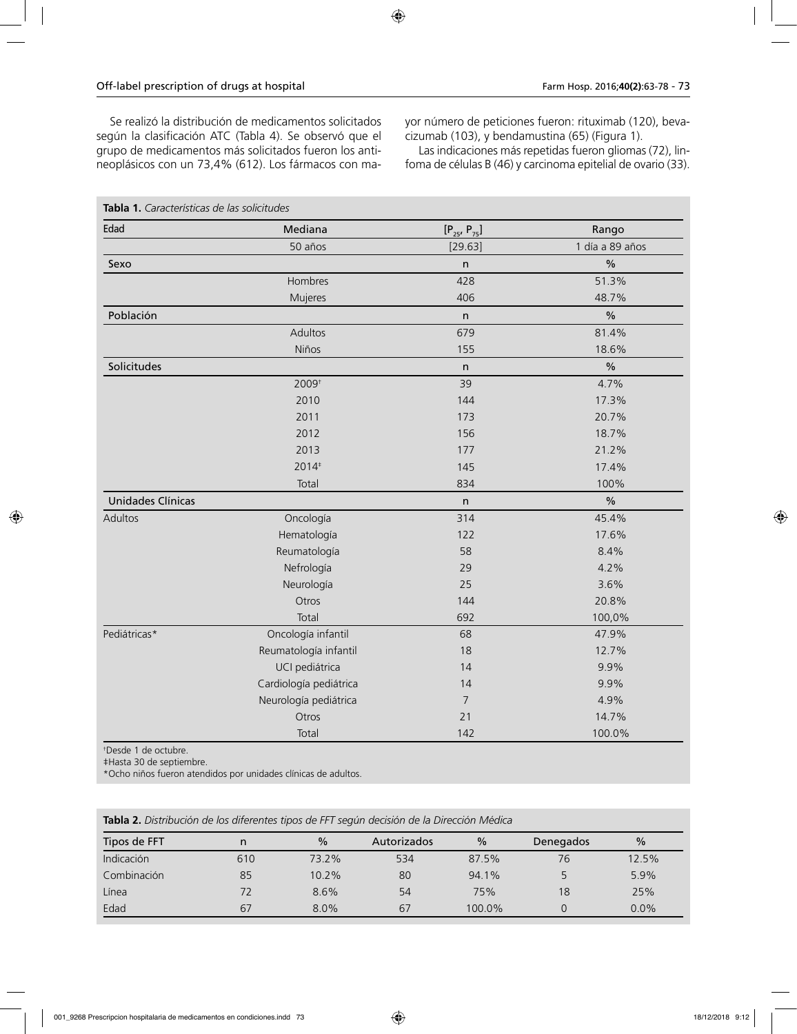Se realizó la distribución de medicamentos solicitados según la clasificación ATC (Tabla 4). Se observó que el grupo de medicamentos más solicitados fueron los antineoplásicos con un 73,4% (612). Los fármacos con mayor número de peticiones fueron: rituximab (120), bevacizumab (103), y bendamustina (65) (Figura 1).

Las indicaciones más repetidas fueron gliomas (72), linfoma de células B (46) y carcinoma epitelial de ovario (33).

**Tabla 1.** *Características de las solicitudes*

| Edad | Mediana | $[P_{25}, P_{75}]$ | Rango |
|---|---|---|---|
| | 50 años | [29.63] | 1 día a 89 años |
| **Sexo** | | n | % |
| | Hombres | 428 | 51.3% |
| | Mujeres | 406 | 48.7% |
| **Población** | | n | % |
| | Adultos | 679 | 81.4% |
| | Niños | 155 | 18.6% |
| **Solicitudes** | | n | % |
| | 2009† | 39 | 4.7% |
| | 2010 | 144 | 17.3% |
| | 2011 | 173 | 20.7% |
| | 2012 | 156 | 18.7% |
| | 2013 | 177 | 21.2% |
| | 2014‡ | 145 | 17.4% |
| | Total | 834 | 100% |
| **Unidades Clínicas** | | n | % |
| Adultos | Oncología | 314 | 45.4% |
| | Hematología | 122 | 17.6% |
| | Reumatología | 58 | 8.4% |
| | Nefrología | 29 | 4.2% |
| | Neurología | 25 | 3.6% |
| | Otros | 144 | 20.8% |
| | Total | 692 | 100,0% |
| Pediátricas* | Oncología infantil | 68 | 47.9% |
| | Reumatología infantil | 18 | 12.7% |
| | UCI pediátrica | 14 | 9.9% |
| | Cardiología pediátrica | 14 | 9.9% |
| | Neurología pediátrica | 7 | 4.9% |
| | Otros | 21 | 14.7% |
| | Total | 142 | 100.0% |

†Desde 1 de octubre.
‡Hasta 30 de septiembre.
*Ocho niños fueron atendidos por unidades clínicas de adultos.

**Tabla 2.** *Distribución de los diferentes tipos de FFT según decisión de la Dirección Médica*

| Tipos de FFT | n | % | Autorizados | % | Denegados | % |
|---|---|---|---|---|---|---|
| Indicación | 610 | 73.2% | 534 | 87.5% | 76 | 12.5% |
| Combinación | 85 | 10.2% | 80 | 94.1% | 5 | 5.9% |
| Línea | 72 | 8.6% | 54 | 75% | 18 | 25% |
| Edad | 67 | 8.0% | 67 | 100.0% | 0 | 0.0% |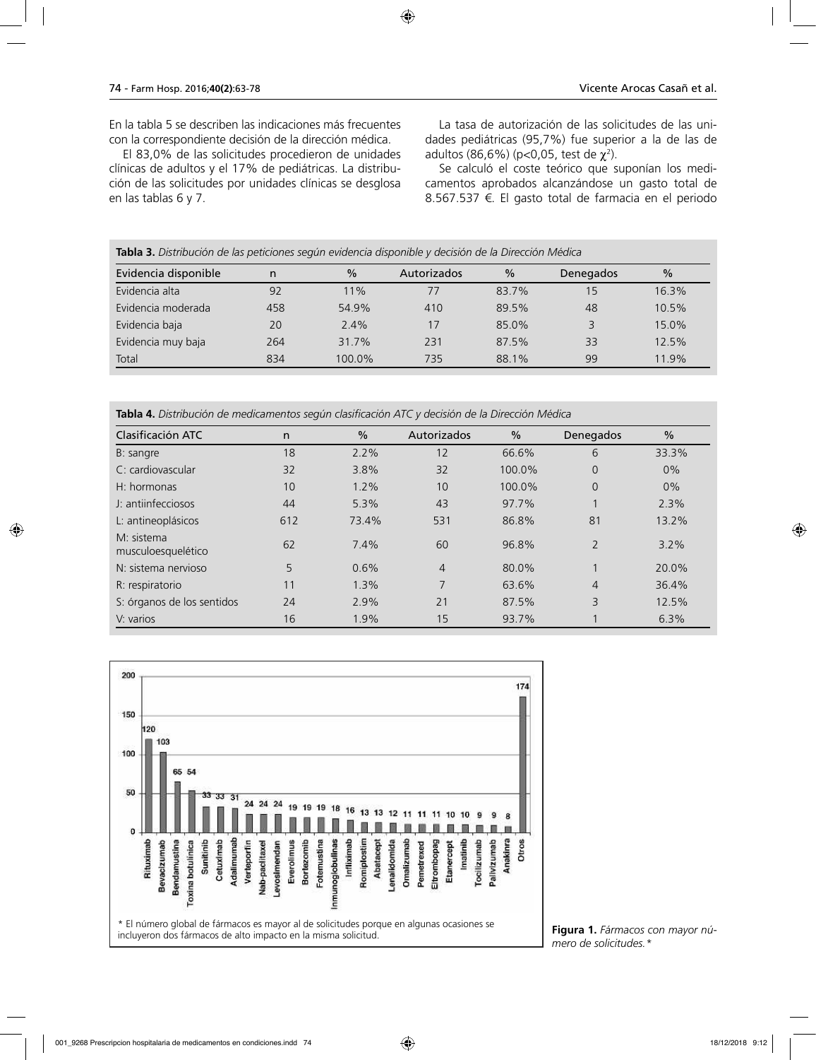En la tabla 5 se describen las indicaciones más frecuentes con la correspondiente decisión de la dirección médica.

El 83,0% de las solicitudes procedieron de unidades clínicas de adultos y el 17% de pediátricas. La distribución de las solicitudes por unidades clínicas se desglosa en las tablas 6 y 7.

La tasa de autorización de las solicitudes de las unidades pediátricas (95,7%) fue superior a la de las de adultos (86,6%) ($p<0,05$, test de $\chi^2$).

Se calculó el coste teórico que suponían los medicamentos aprobados alcanzándose un gasto total de 8.567.537 €. El gasto total de farmacia en el periodo

**Tabla 3.** *Distribución de las peticiones según evidencia disponible y decisión de la Dirección Médica*

| Evidencia disponible | n | % | Autorizados | % | Denegados | % |
|---|---|---|---|---|---|---|
| Evidencia alta | 92 | 11% | 77 | 83.7% | 15 | 16.3% |
| Evidencia moderada | 458 | 54.9% | 410 | 89.5% | 48 | 10.5% |
| Evidencia baja | 20 | 2.4% | 17 | 85.0% | 3 | 15.0% |
| Evidencia muy baja | 264 | 31.7% | 231 | 87.5% | 33 | 12.5% |
| Total | 834 | 100.0% | 735 | 88.1% | 99 | 11.9% |

**Tabla 4.** *Distribución de medicamentos según clasificación ATC y decisión de la Dirección Médica*

| Clasificación ATC | n | % | Autorizados | % | Denegados | % |
|---|---|---|---|---|---|---|
| B: sangre | 18 | 2.2% | 12 | 66.6% | 6 | 33.3% |
| C: cardiovascular | 32 | 3.8% | 32 | 100.0% | 0 | 0% |
| H: hormonas | 10 | 1.2% | 10 | 100.0% | 0 | 0% |
| J: antiinfecciosos | 44 | 5.3% | 43 | 97.7% | 1 | 2.3% |
| L: antineoplásicos | 612 | 73.4% | 531 | 86.8% | 81 | 13.2% |
| M: sistema musculoesquelético | 62 | 7.4% | 60 | 96.8% | 2 | 3.2% |
| N: sistema nervioso | 5 | 0.6% | 4 | 80.0% | 1 | 20.0% |
| R: respiratorio | 11 | 1.3% | 7 | 63.6% | 4 | 36.4% |
| S: órganos de los sentidos | 24 | 2.9% | 21 | 87.5% | 3 | 12.5% |
| V: varios | 16 | 1.9% | 15 | 93.7% | 1 | 6.3% |

| Fármaco | Nº de solicitudes |
|---|---|
| Rituximab | 120 |
| Bevacizumab | 103 |
| Bendamustina | 65 |
| Toxina botulínica | 54 |
| Sunitinib | 33 |
| Cetuximab | 33 |
| Adalimumab | 31 |
| Verteporfin | 24 |
| Nab-paclitaxel | 24 |
| Levosimendan | 24 |
| Everolimus | 19 |
| Bortezomib | 19 |
| Fotemustina | 19 |
| Inmunoglobulinas | 18 |
| Infliximab | 16 |
| Romiplostim | 13 |
| Abatacept | 13 |
| Lenalidomida | 12 |
| Omalizumab | 11 |
| Pemetrexed | 11 |
| Eltrombopag | 11 |
| Etanercept | 10 |
| Imatinib | 10 |
| Tocilizumab | 9 |
| Palivizumab | 9 |
| Anakinra | 8 |
| Otros | 174 |

\* El número global de fármacos es mayor al de solicitudes porque en algunas ocasiones se incluyeron dos fármacos de alto impacto en la misma solicitud.

**Figura 1.** *Fármacos con mayor número de solicitudes.\**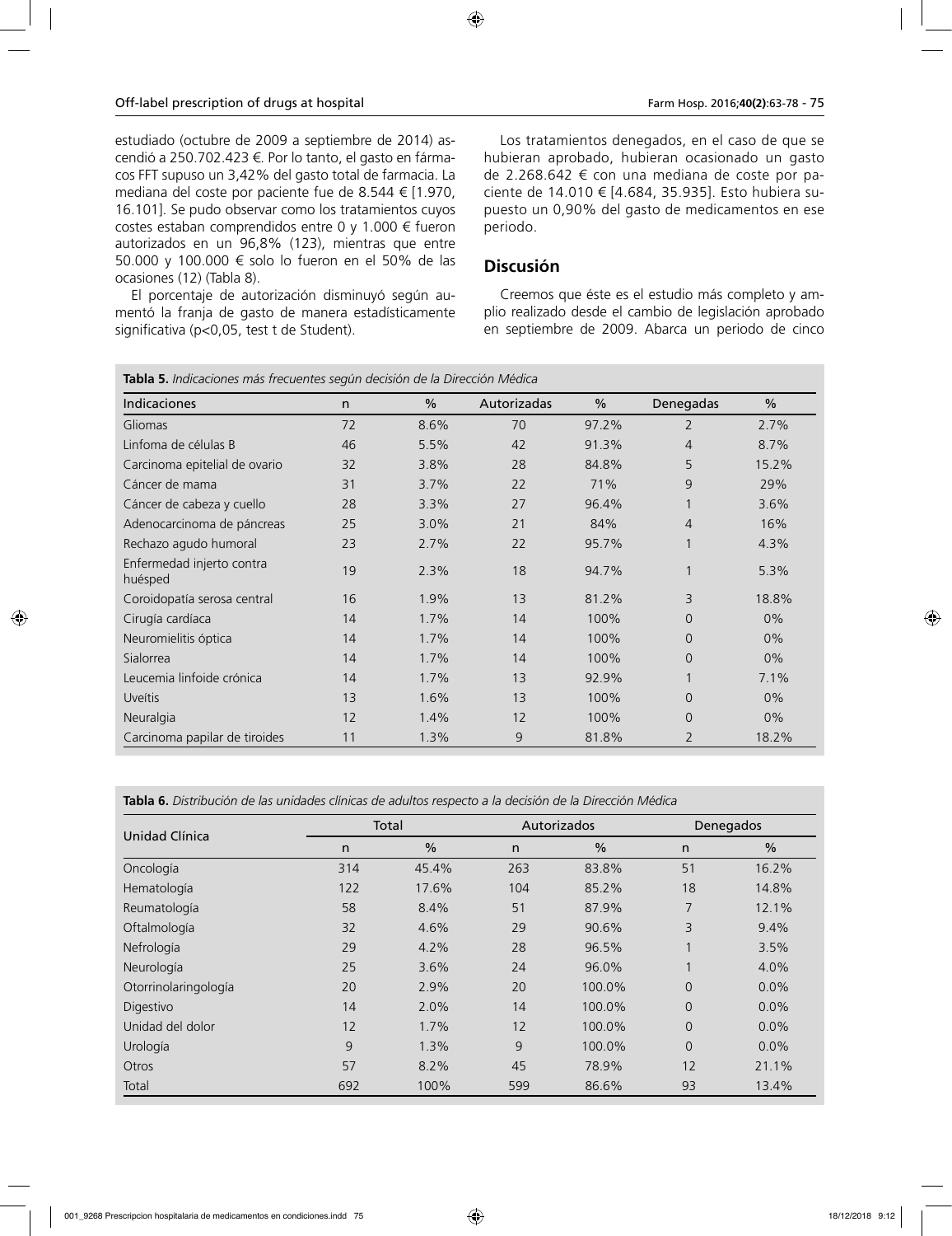estudiado (octubre de 2009 a septiembre de 2014) ascendió a 250.702.423 €. Por lo tanto, el gasto en fármacos FFT supuso un 3,42% del gasto total de farmacia. La mediana del coste por paciente fue de 8.544 € [1.970, 16.101]. Se pudo observar como los tratamientos cuyos costes estaban comprendidos entre 0 y 1.000 € fueron autorizados en un 96,8% (123), mientras que entre 50.000 y 100.000 € solo lo fueron en el 50% de las ocasiones (12) (Tabla 8).

El porcentaje de autorización disminuyó según aumentó la franja de gasto de manera estadísticamente significativa ($p<0,05$, test t de Student).

Los tratamientos denegados, en el caso de que se hubieran aprobado, hubieran ocasionado un gasto de 2.268.642 € con una mediana de coste por paciente de 14.010 € [4.684, 35.935]. Esto hubiera supuesto un 0,90% del gasto de medicamentos en ese periodo.

## Discusión

Creemos que éste es el estudio más completo y amplio realizado desde el cambio de legislación aprobado en septiembre de 2009. Abarca un periodo de cinco

**Tabla 5.** *Indicaciones más frecuentes según decisión de la Dirección Médica*

| Indicaciones | n | % | Autorizadas | % | Denegadas | % |
|---|---|---|---|---|---|---|
| Gliomas | 72 | 8.6% | 70 | 97.2% | 2 | 2.7% |
| Linfoma de células B | 46 | 5.5% | 42 | 91.3% | 4 | 8.7% |
| Carcinoma epitelial de ovario | 32 | 3.8% | 28 | 84.8% | 5 | 15.2% |
| Cáncer de mama | 31 | 3.7% | 22 | 71% | 9 | 29% |
| Cáncer de cabeza y cuello | 28 | 3.3% | 27 | 96.4% | 1 | 3.6% |
| Adenocarcinoma de páncreas | 25 | 3.0% | 21 | 84% | 4 | 16% |
| Rechazo agudo humoral | 23 | 2.7% | 22 | 95.7% | 1 | 4.3% |
| Enfermedad injerto contra huésped | 19 | 2.3% | 18 | 94.7% | 1 | 5.3% |
| Coroidopatía serosa central | 16 | 1.9% | 13 | 81.2% | 3 | 18.8% |
| Cirugía cardíaca | 14 | 1.7% | 14 | 100% | 0 | 0% |
| Neuromielitis óptica | 14 | 1.7% | 14 | 100% | 0 | 0% |
| Sialorrea | 14 | 1.7% | 14 | 100% | 0 | 0% |
| Leucemia linfoide crónica | 14 | 1.7% | 13 | 92.9% | 1 | 7.1% |
| Uveítis | 13 | 1.6% | 13 | 100% | 0 | 0% |
| Neuralgia | 12 | 1.4% | 12 | 100% | 0 | 0% |
| Carcinoma papilar de tiroides | 11 | 1.3% | 9 | 81.8% | 2 | 18.2% |

**Tabla 6.** *Distribución de las unidades clínicas de adultos respecto a la decisión de la Dirección Médica*

| Unidad Clínica | Total | | Autorizados | | Denegados | |
|---|---|---|---|---|---|---|
| | n | % | n | % | n | % |
| Oncología | 314 | 45.4% | 263 | 83.8% | 51 | 16.2% |
| Hematología | 122 | 17.6% | 104 | 85.2% | 18 | 14.8% |
| Reumatología | 58 | 8.4% | 51 | 87.9% | 7 | 12.1% |
| Oftalmología | 32 | 4.6% | 29 | 90.6% | 3 | 9.4% |
| Nefrología | 29 | 4.2% | 28 | 96.5% | 1 | 3.5% |
| Neurología | 25 | 3.6% | 24 | 96.0% | 1 | 4.0% |
| Otorrinolaringología | 20 | 2.9% | 20 | 100.0% | 0 | 0.0% |
| Digestivo | 14 | 2.0% | 14 | 100.0% | 0 | 0.0% |
| Unidad del dolor | 12 | 1.7% | 12 | 100.0% | 0 | 0.0% |
| Urología | 9 | 1.3% | 9 | 100.0% | 0 | 0.0% |
| Otros | 57 | 8.2% | 45 | 78.9% | 12 | 21.1% |
| Total | 692 | 100% | 599 | 86.6% | 93 | 13.4% |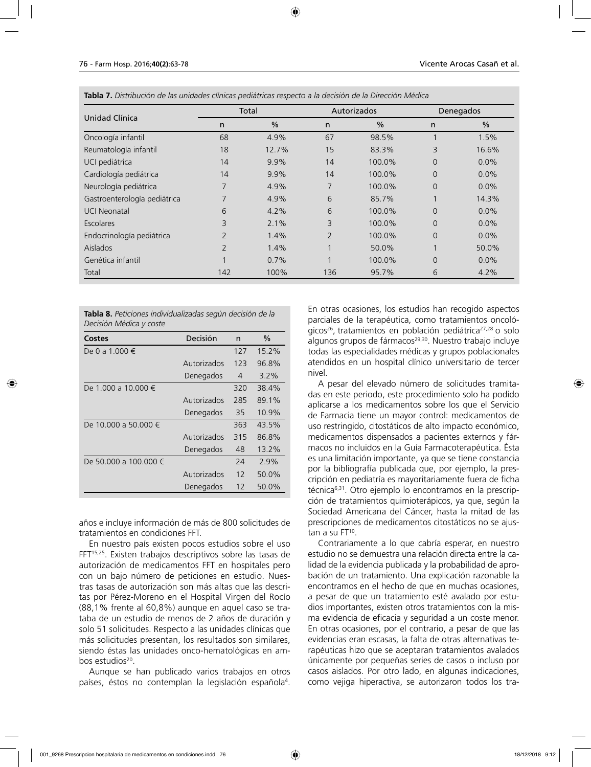**Tabla 7.** *Distribución de las unidades clínicas pediátricas respecto a la decisión de la Dirección Médica*

| Unidad Clínica | Total | | Autorizados | | Denegados | |
|---|---|---|---|---|---|---|
| | n | % | n | % | n | % |
| Oncología infantil | 68 | 4.9% | 67 | 98.5% | 1 | 1.5% |
| Reumatología infantil | 18 | 12.7% | 15 | 83.3% | 3 | 16.6% |
| UCI pediátrica | 14 | 9.9% | 14 | 100.0% | 0 | 0.0% |
| Cardiología pediátrica | 14 | 9.9% | 14 | 100.0% | 0 | 0.0% |
| Neurología pediátrica | 7 | 4.9% | 7 | 100.0% | 0 | 0.0% |
| Gastroenterología pediátrica | 7 | 4.9% | 6 | 85.7% | 1 | 14.3% |
| UCI Neonatal | 6 | 4.2% | 6 | 100.0% | 0 | 0.0% |
| Escolares | 3 | 2.1% | 3 | 100.0% | 0 | 0.0% |
| Endocrinología pediátrica | 2 | 1.4% | 2 | 100.0% | 0 | 0.0% |
| Aislados | 2 | 1.4% | 1 | 50.0% | 1 | 50.0% |
| Genética infantil | 1 | 0.7% | 1 | 100.0% | 0 | 0.0% |
| Total | 142 | 100% | 136 | 95.7% | 6 | 4.2% |

**Tabla 8.** *Peticiones individualizadas según decisión de la Decisión Médica y coste*

| Costes | Decisión | n | % |
|---|---|---|---|
| De 0 a 1.000 € | | 127 | 15.2% |
| | Autorizados | 123 | 96.8% |
| | Denegados | 4 | 3.2% |
| De 1.000 a 10.000 € | | 320 | 38.4% |
| | Autorizados | 285 | 89.1% |
| | Denegados | 35 | 10.9% |
| De 10.000 a 50.000 € | | 363 | 43.5% |
| | Autorizados | 315 | 86.8% |
| | Denegados | 48 | 13.2% |
| De 50.000 a 100.000 € | | 24 | 2.9% |
| | Autorizados | 12 | 50.0% |
| | Denegados | 12 | 50.0% |

años e incluye información de más de 800 solicitudes de tratamientos en condiciones FFT.

En nuestro país existen pocos estudios sobre el uso FFT[15,25]. Existen trabajos descriptivos sobre las tasas de autorización de medicamentos FFT en hospitales pero con un bajo número de peticiones en estudio. Nuestras tasas de autorización son más altas que las descritas por Pérez-Moreno en el Hospital Virgen del Rocío (88,1% frente al 60,8%) aunque en aquel caso se trataba de un estudio de menos de 2 años de duración y solo 51 solicitudes. Respecto a las unidades clínicas que más solicitudes presentan, los resultados son similares, siendo éstas las unidades onco-hematológicas en ambos estudios[20].

Aunque se han publicado varios trabajos en otros países, éstos no contemplan la legislación española[4]. En otras ocasiones, los estudios han recogido aspectos parciales de la terapéutica, como tratamientos oncológicos[26], tratamientos en población pediátrica[27,28] o solo algunos grupos de fármacos[29,30]. Nuestro trabajo incluye todas las especialidades médicas y grupos poblacionales atendidos en un hospital clínico universitario de tercer nivel.

A pesar del elevado número de solicitudes tramitadas en este periodo, este procedimiento solo ha podido aplicarse a los medicamentos sobre los que el Servicio de Farmacia tiene un mayor control: medicamentos de uso restringido, citostáticos de alto impacto económico, medicamentos dispensados a pacientes externos y fármacos no incluidos en la Guía Farmacoterapéutica. Ésta es una limitación importante, ya que se tiene constancia por la bibliografía publicada que, por ejemplo, la prescripción en pediatría es mayoritariamente fuera de ficha técnica[6,31]. Otro ejemplo lo encontramos en la prescripción de tratamientos quimioterápicos, ya que, según la Sociedad Americana del Cáncer, hasta la mitad de las prescripciones de medicamentos citostáticos no se ajustan a su FT[10].

Contrariamente a lo que cabría esperar, en nuestro estudio no se demuestra una relación directa entre la calidad de la evidencia publicada y la probabilidad de aprobación de un tratamiento. Una explicación razonable la encontramos en el hecho de que en muchas ocasiones, a pesar de que un tratamiento esté avalado por estudios importantes, existen otros tratamientos con la misma evidencia de eficacia y seguridad a un coste menor. En otras ocasiones, por el contrario, a pesar de que las evidencias eran escasas, la falta de otras alternativas terapéuticas hizo que se aceptaran tratamientos avalados únicamente por pequeñas series de casos o incluso por casos aislados. Por otro lado, en algunas indicaciones, como vejiga hiperactiva, se autorizaron todos los tra-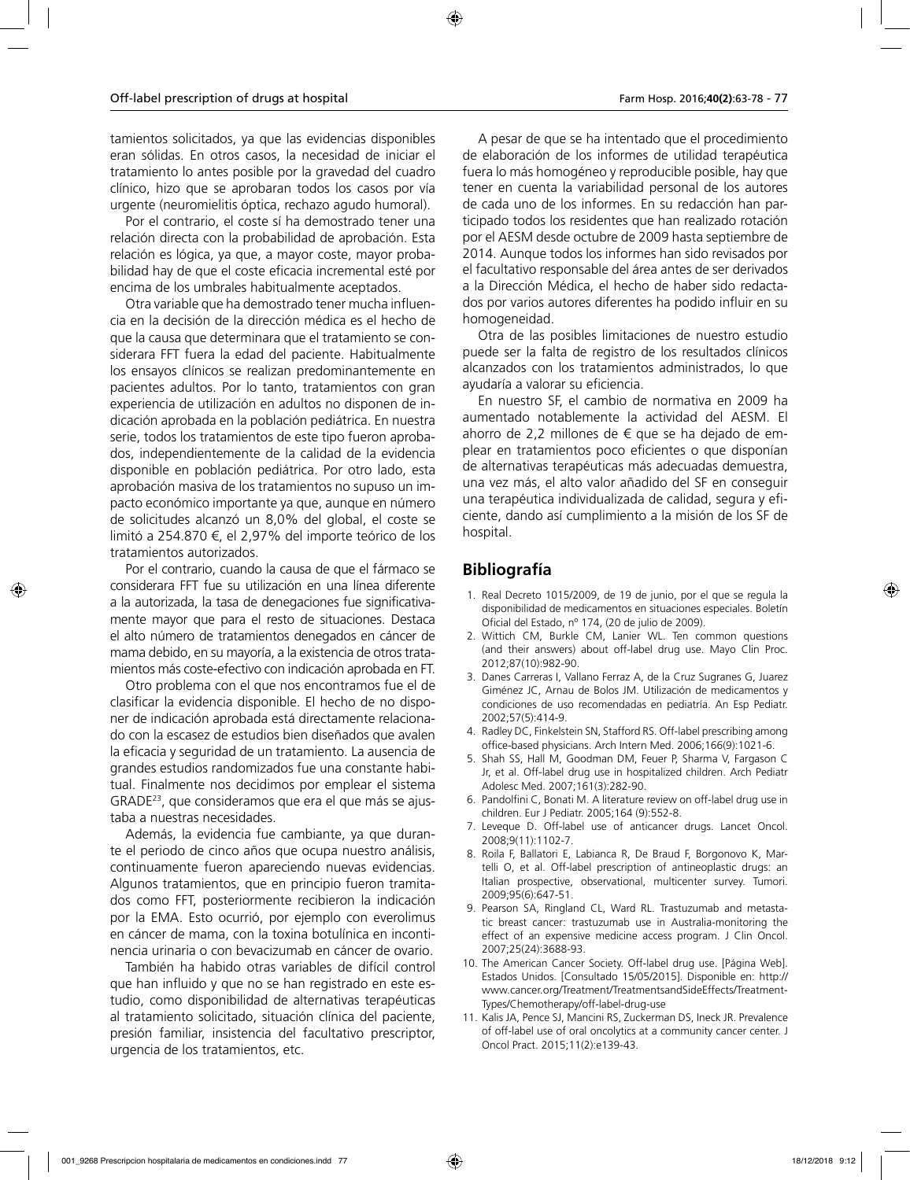tamientos solicitados, ya que las evidencias disponibles eran sólidas. En otros casos, la necesidad de iniciar el tratamiento lo antes posible por la gravedad del cuadro clínico, hizo que se aprobaran todos los casos por vía urgente (neuromielitis óptica, rechazo agudo humoral).

Por el contrario, el coste sí ha demostrado tener una relación directa con la probabilidad de aprobación. Esta relación es lógica, ya que, a mayor coste, mayor probabilidad hay de que el coste eficacia incremental esté por encima de los umbrales habitualmente aceptados.

Otra variable que ha demostrado tener mucha influencia en la decisión de la dirección médica es el hecho de que la causa que determinara que el tratamiento se considerara FFT fuera la edad del paciente. Habitualmente los ensayos clínicos se realizan predominantemente en pacientes adultos. Por lo tanto, tratamientos con gran experiencia de utilización en adultos no disponen de indicación aprobada en la población pediátrica. En nuestra serie, todos los tratamientos de este tipo fueron aprobados, independientemente de la calidad de la evidencia disponible en población pediátrica. Por otro lado, esta aprobación masiva de los tratamientos no supuso un impacto económico importante ya que, aunque en número de solicitudes alcanzó un 8,0% del global, el coste se limitó a 254.870 €, el 2,97% del importe teórico de los tratamientos autorizados.

Por el contrario, cuando la causa de que el fármaco se considerara FFT fue su utilización en una línea diferente a la autorizada, la tasa de denegaciones fue significativamente mayor que para el resto de situaciones. Destaca el alto número de tratamientos denegados en cáncer de mama debido, en su mayoría, a la existencia de otros tratamientos más coste-efectivo con indicación aprobada en FT.

Otro problema con el que nos encontramos fue el de clasificar la evidencia disponible. El hecho de no disponer de indicación aprobada está directamente relacionado con la escasez de estudios bien diseñados que avalen la eficacia y seguridad de un tratamiento. La ausencia de grandes estudios randomizados fue una constante habitual. Finalmente nos decidimos por emplear el sistema GRADE[23], que consideramos que era el que más se ajustaba a nuestras necesidades.

Además, la evidencia fue cambiante, ya que durante el periodo de cinco años que ocupa nuestro análisis, continuamente fueron apareciendo nuevas evidencias. Algunos tratamientos, que en principio fueron tramitados como FFT, posteriormente recibieron la indicación por la EMA. Esto ocurrió, por ejemplo con everolimus en cáncer de mama, con la toxina botulínica en incontinencia urinaria o con bevacizumab en cáncer de ovario.

También ha habido otras variables de difícil control que han influido y que no se han registrado en este estudio, como disponibilidad de alternativas terapéuticas al tratamiento solicitado, situación clínica del paciente, presión familiar, insistencia del facultativo prescriptor, urgencia de los tratamientos, etc.

A pesar de que se ha intentado que el procedimiento de elaboración de los informes de utilidad terapéutica fuera lo más homogéneo y reproducible posible, hay que tener en cuenta la variabilidad personal de los autores de cada uno de los informes. En su redacción han participado todos los residentes que han realizado rotación por el AESM desde octubre de 2009 hasta septiembre de 2014. Aunque todos los informes han sido revisados por el facultativo responsable del área antes de ser derivados a la Dirección Médica, el hecho de haber sido redactados por varios autores diferentes ha podido influir en su homogeneidad.

Otra de las posibles limitaciones de nuestro estudio puede ser la falta de registro de los resultados clínicos alcanzados con los tratamientos administrados, lo que ayudaría a valorar su eficiencia.

En nuestro SF, el cambio de normativa en 2009 ha aumentado notablemente la actividad del AESM. El ahorro de 2,2 millones de € que se ha dejado de emplear en tratamientos poco eficientes o que disponían de alternativas terapéuticas más adecuadas demuestra, una vez más, el alto valor añadido del SF en conseguir una terapéutica individualizada de calidad, segura y eficiente, dando así cumplimiento a la misión de los SF de hospital.

## Bibliografía

1. Real Decreto 1015/2009, de 19 de junio, por el que se regula la disponibilidad de medicamentos en situaciones especiales. Boletín Oficial del Estado, nº 174, (20 de julio de 2009).
2. Wittich CM, Burkle CM, Lanier WL. Ten common questions (and their answers) about off-label drug use. Mayo Clin Proc. 2012;87(10):982-90.
3. Danes Carreras I, Vallano Ferraz A, de la Cruz Sugranes G, Juarez Giménez JC, Arnau de Bolos JM. Utilización de medicamentos y condiciones de uso recomendadas en pediatría. An Esp Pediatr. 2002;57(5):414-9.
4. Radley DC, Finkelstein SN, Stafford RS. Off-label prescribing among office-based physicians. Arch Intern Med. 2006;166(9):1021-6.
5. Shah SS, Hall M, Goodman DM, Feuer P, Sharma V, Fargason C Jr, et al. Off-label drug use in hospitalized children. Arch Pediatr Adolesc Med. 2007;161(3):282-90.
6. Pandolfini C, Bonati M. A literature review on off-label drug use in children. Eur J Pediatr. 2005;164 (9):552-8.
7. Leveque D. Off-label use of anticancer drugs. Lancet Oncol. 2008;9(11):1102-7.
8. Roila F, Ballatori E, Labianca R, De Braud F, Borgonovo K, Martelli O, et al. Off-label prescription of antineoplastic drugs: an Italian prospective, observational, multicenter survey. Tumori. 2009;95(6):647-51.
9. Pearson SA, Ringland CL, Ward RL. Trastuzumab and metastatic breast cancer: trastuzumab use in Australia-monitoring the effect of an expensive medicine access program. J Clin Oncol. 2007;25(24):3688-93.
10. The American Cancer Society. Off-label drug use. [Página Web]. Estados Unidos. [Consultado 15/05/2015]. Disponible en: http://www.cancer.org/Treatment/TreatmentsandSideEffects/TreatmentTypes/Chemotherapy/off-label-drug-use
11. Kalis JA, Pence SJ, Mancini RS, Zuckerman DS, Ineck JR. Prevalence of off-label use of oral oncolytics at a community cancer center. J Oncol Pract. 2015;11(2):e139-43.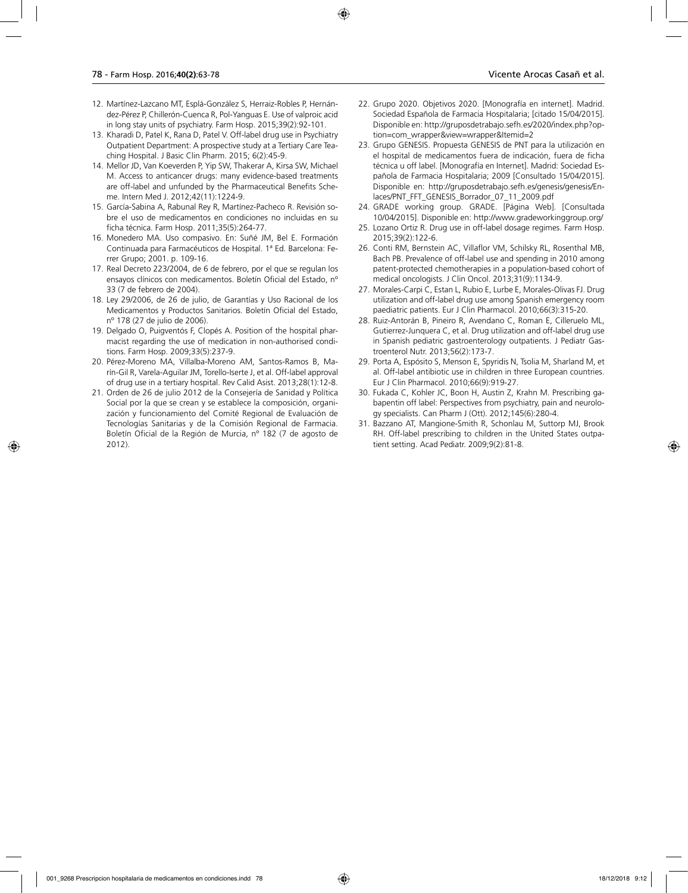12. Martínez-Lazcano MT, Esplá-González S, Herraiz-Robles P, Hernández-Pérez P, Chillerón-Cuenca R, Pol-Yanguas E. Use of valproic acid in long stay units of psychiatry. Farm Hosp. 2015;39(2):92-101.
13. Kharadi D, Patel K, Rana D, Patel V. Off-label drug use in Psychiatry Outpatient Department: A prospective study at a Tertiary Care Teaching Hospital. J Basic Clin Pharm. 2015; 6(2):45-9.
14. Mellor JD, Van Koeverden P, Yip SW, Thakerar A, Kirsa SW, Michael M. Access to anticancer drugs: many evidence-based treatments are off-label and unfunded by the Pharmaceutical Benefits Scheme. Intern Med J. 2012;42(11):1224-9.
15. García-Sabina A, Rabunal Rey R, Martínez-Pacheco R. Revisión sobre el uso de medicamentos en condiciones no incluidas en su ficha técnica. Farm Hosp. 2011;35(5):264-77.
16. Monedero MA. Uso compasivo. En: Suñé JM, Bel E. Formación Continuada para Farmacéuticos de Hospital. 1ª Ed. Barcelona: Ferrer Grupo; 2001. p. 109-16.
17. Real Decreto 223/2004, de 6 de febrero, por el que se regulan los ensayos clínicos con medicamentos. Boletín Oficial del Estado, nº 33 (7 de febrero de 2004).
18. Ley 29/2006, de 26 de julio, de Garantías y Uso Racional de los Medicamentos y Productos Sanitarios. Boletín Oficial del Estado, nº 178 (27 de julio de 2006).
19. Delgado O, Puigventós F, Clopés A. Position of the hospital pharmacist regarding the use of medication in non-authorised conditions. Farm Hosp. 2009;33(5):237-9.
20. Pérez-Moreno MA, Villalba-Moreno AM, Santos-Ramos B, Marín-Gil R, Varela-Aguilar JM, Torello-Iserte J, et al. Off-label approval of drug use in a tertiary hospital. Rev Calid Asist. 2013;28(1):12-8.
21. Orden de 26 de julio 2012 de la Consejería de Sanidad y Política Social por la que se crean y se establece la composición, organización y funcionamiento del Comité Regional de Evaluación de Tecnologías Sanitarias y de la Comisión Regional de Farmacia. Boletín Oficial de la Región de Murcia, nº 182 (7 de agosto de 2012).
22. Grupo 2020. Objetivos 2020. [Monografía en internet]. Madrid. Sociedad Española de Farmacia Hospitalaria; [citado 15/04/2015]. Disponible en: http://gruposdetrabajo.sefh.es/2020/index.php?option=com_wrapper&view=wrapper&Itemid=2
23. Grupo GENESIS. Propuesta GENESIS de PNT para la utilización en el hospital de medicamentos fuera de indicación, fuera de ficha técnica u off label. [Monografía en Internet]. Madrid: Sociedad Española de Farmacia Hospitalaria; 2009 [Consultado 15/04/2015]. Disponible en: http://gruposdetrabajo.sefh.es/genesis/genesis/Enlaces/PNT_FFT_GENESIS_Borrador_07_11_2009.pdf
24. GRADE working group. GRADE. [Página Web]. [Consultada 10/04/2015]. Disponible en: http://www.gradeworkinggroup.org/
25. Lozano Ortiz R. Drug use in off-label dosage regimes. Farm Hosp. 2015;39(2):122-6.
26. Conti RM, Bernstein AC, Villaflor VM, Schilsky RL, Rosenthal MB, Bach PB. Prevalence of off-label use and spending in 2010 among patent-protected chemotherapies in a population-based cohort of medical oncologists. J Clin Oncol. 2013;31(9):1134-9.
27. Morales-Carpi C, Estan L, Rubio E, Lurbe E, Morales-Olivas FJ. Drug utilization and off-label drug use among Spanish emergency room paediatric patients. Eur J Clin Pharmacol. 2010;66(3):315-20.
28. Ruiz-Antorán B, Pineiro R, Avendano C, Roman E, Cilleruelo ML, Gutierrez-Junquera C, et al. Drug utilization and off-label drug use in Spanish pediatric gastroenterology outpatients. J Pediatr Gastroenterol Nutr. 2013;56(2):173-7.
29. Porta A, Espósito S, Menson E, Spyridis N, Tsolia M, Sharland M, et al. Off-label antibiotic use in children in three European countries. Eur J Clin Pharmacol. 2010;66(9):919-27.
30. Fukada C, Kohler JC, Boon H, Austin Z, Krahn M. Prescribing gabapentin off label: Perspectives from psychiatry, pain and neurology specialists. Can Pharm J (Ott). 2012;145(6):280-4.
31. Bazzano AT, Mangione-Smith R, Schonlau M, Suttorp MJ, Brook RH. Off-label prescribing to children in the United States outpatient setting. Acad Pediatr. 2009;9(2):81-8.